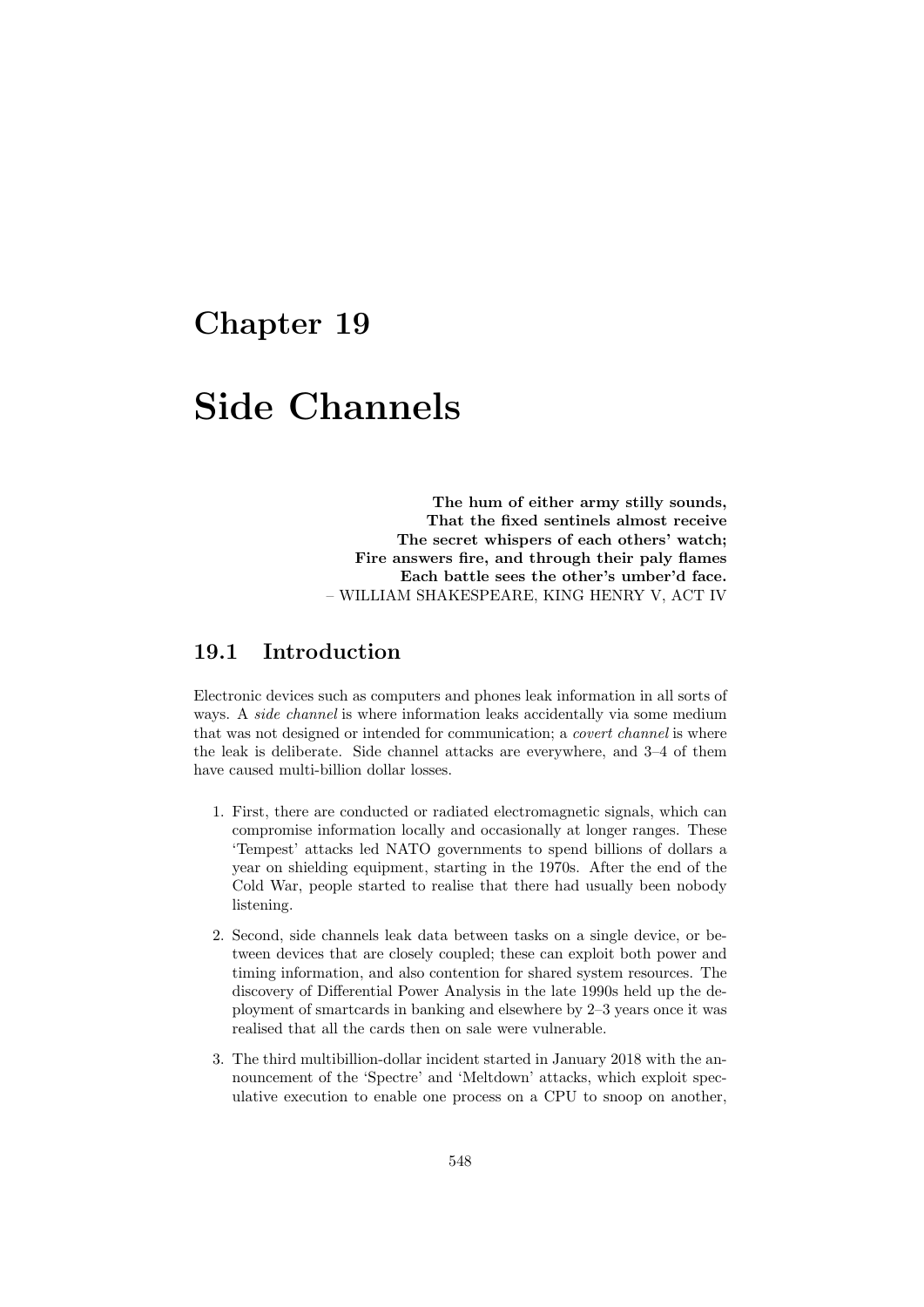# Chapter 19

# Side Channels

**The hum of either army stilly sounds,**
**That the fixed sentinels almost receive**
**The secret whispers of each others' watch;**
**Fire answers fire, and through their paly flames**
**Each battle sees the other's umber'd face.**
– WILLIAM SHAKESPEARE, KING HENRY V, ACT IV

## 19.1 Introduction

Electronic devices such as computers and phones leak information in all sorts of ways. A *side channel* is where information leaks accidentally via some medium that was not designed or intended for communication; a *covert channel* is where the leak is deliberate. Side channel attacks are everywhere, and 3–4 of them have caused multi-billion dollar losses.

1. First, there are conducted or radiated electromagnetic signals, which can compromise information locally and occasionally at longer ranges. These 'Tempest' attacks led NATO governments to spend billions of dollars a year on shielding equipment, starting in the 1970s. After the end of the Cold War, people started to realise that there had usually been nobody listening.
2. Second, side channels leak data between tasks on a single device, or between devices that are closely coupled; these can exploit both power and timing information, and also contention for shared system resources. The discovery of Differential Power Analysis in the late 1990s held up the deployment of smartcards in banking and elsewhere by 2–3 years once it was realised that all the cards then on sale were vulnerable.
3. The third multibillion-dollar incident started in January 2018 with the announcement of the 'Spectre' and 'Meltdown' attacks, which exploit speculative execution to enable one process on a CPU to snoop on another,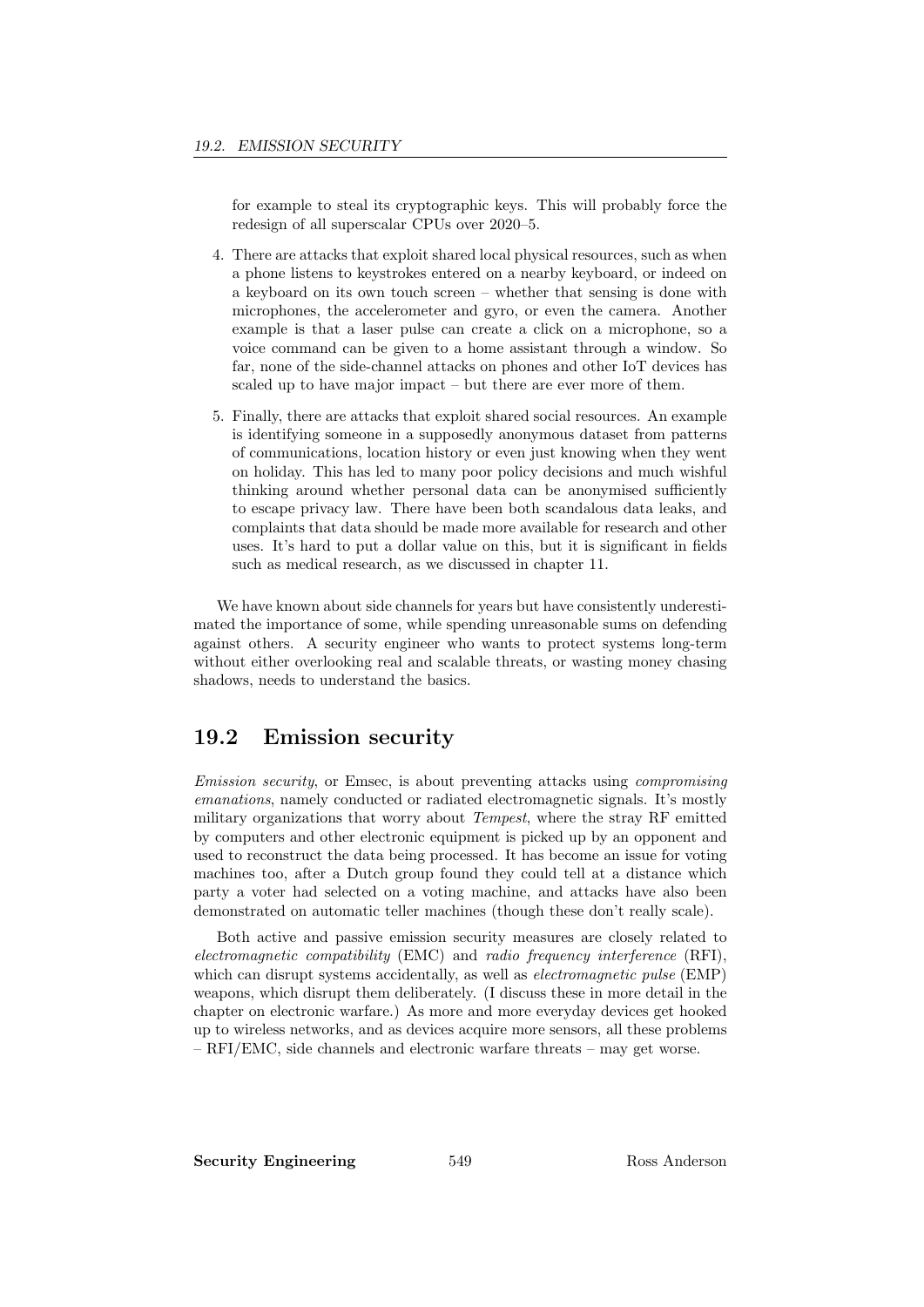for example to steal its cryptographic keys. This will probably force the redesign of all superscalar CPUs over 2020–5.

4. There are attacks that exploit shared local physical resources, such as when a phone listens to keystrokes entered on a nearby keyboard, or indeed on a keyboard on its own touch screen – whether that sensing is done with microphones, the accelerometer and gyro, or even the camera. Another example is that a laser pulse can create a click on a microphone, so a voice command can be given to a home assistant through a window. So far, none of the side-channel attacks on phones and other IoT devices has scaled up to have major impact – but there are ever more of them.

5. Finally, there are attacks that exploit shared social resources. An example is identifying someone in a supposedly anonymous dataset from patterns of communications, location history or even just knowing when they went on holiday. This has led to many poor policy decisions and much wishful thinking around whether personal data can be anonymised sufficiently to escape privacy law. There have been both scandalous data leaks, and complaints that data should be made more available for research and other uses. It's hard to put a dollar value on this, but it is significant in fields such as medical research, as we discussed in chapter 11.

We have known about side channels for years but have consistently underestimated the importance of some, while spending unreasonable sums on defending against others. A security engineer who wants to protect systems long-term without either overlooking real and scalable threats, or wasting money chasing shadows, needs to understand the basics.

## 19.2 Emission security

*Emission security*, or Emsec, is about preventing attacks using *compromising emanations*, namely conducted or radiated electromagnetic signals. It's mostly military organizations that worry about *Tempest*, where the stray RF emitted by computers and other electronic equipment is picked up by an opponent and used to reconstruct the data being processed. It has become an issue for voting machines too, after a Dutch group found they could tell at a distance which party a voter had selected on a voting machine, and attacks have also been demonstrated on automatic teller machines (though these don't really scale).

Both active and passive emission security measures are closely related to *electromagnetic compatibility* (EMC) and *radio frequency interference* (RFI), which can disrupt systems accidentally, as well as *electromagnetic pulse* (EMP) weapons, which disrupt them deliberately. (I discuss these in more detail in the chapter on electronic warfare.) As more and more everyday devices get hooked up to wireless networks, and as devices acquire more sensors, all these problems – RFI/EMC, side channels and electronic warfare threats – may get worse.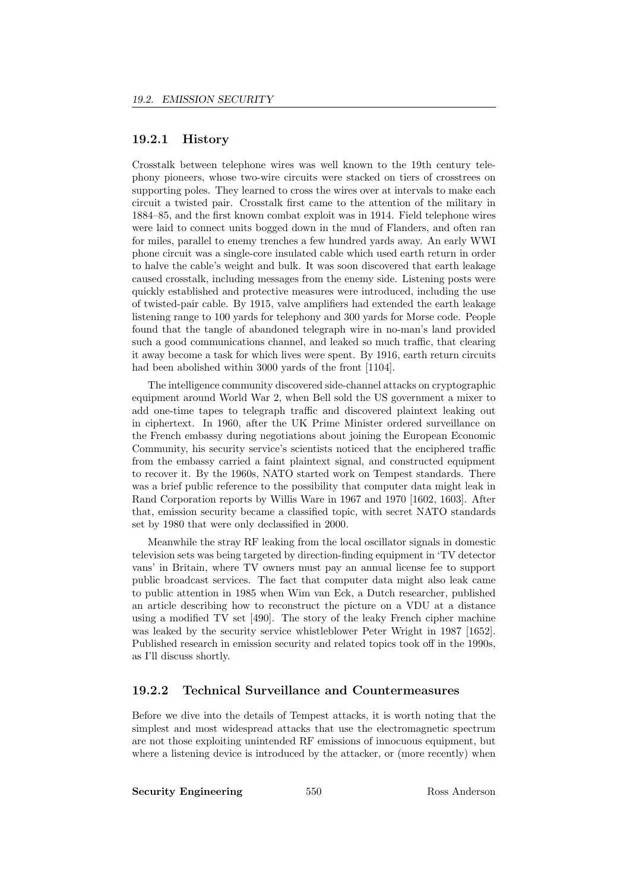### 19.2.1 History

Crosstalk between telephone wires was well known to the 19th century telephony pioneers, whose two-wire circuits were stacked on tiers of crosstrees on supporting poles. They learned to cross the wires over at intervals to make each circuit a twisted pair. Crosstalk first came to the attention of the military in 1884–85, and the first known combat exploit was in 1914. Field telephone wires were laid to connect units bogged down in the mud of Flanders, and often ran for miles, parallel to enemy trenches a few hundred yards away. An early WWI phone circuit was a single-core insulated cable which used earth return in order to halve the cable's weight and bulk. It was soon discovered that earth leakage caused crosstalk, including messages from the enemy side. Listening posts were quickly established and protective measures were introduced, including the use of twisted-pair cable. By 1915, valve amplifiers had extended the earth leakage listening range to 100 yards for telephony and 300 yards for Morse code. People found that the tangle of abandoned telegraph wire in no-man's land provided such a good communications channel, and leaked so much traffic, that clearing it away become a task for which lives were spent. By 1916, earth return circuits had been abolished within 3000 yards of the front [1104].

The intelligence community discovered side-channel attacks on cryptographic equipment around World War 2, when Bell sold the US government a mixer to add one-time tapes to telegraph traffic and discovered plaintext leaking out in ciphertext. In 1960, after the UK Prime Minister ordered surveillance on the French embassy during negotiations about joining the European Economic Community, his security service's scientists noticed that the enciphered traffic from the embassy carried a faint plaintext signal, and constructed equipment to recover it. By the 1960s, NATO started work on Tempest standards. There was a brief public reference to the possibility that computer data might leak in Rand Corporation reports by Willis Ware in 1967 and 1970 [1602, 1603]. After that, emission security became a classified topic, with secret NATO standards set by 1980 that were only declassified in 2000.

Meanwhile the stray RF leaking from the local oscillator signals in domestic television sets was being targeted by direction-finding equipment in 'TV detector vans' in Britain, where TV owners must pay an annual license fee to support public broadcast services. The fact that computer data might also leak came to public attention in 1985 when Wim van Eck, a Dutch researcher, published an article describing how to reconstruct the picture on a VDU at a distance using a modified TV set [490]. The story of the leaky French cipher machine was leaked by the security service whistleblower Peter Wright in 1987 [1652]. Published research in emission security and related topics took off in the 1990s, as I'll discuss shortly.

### 19.2.2 Technical Surveillance and Countermeasures

Before we dive into the details of Tempest attacks, it is worth noting that the simplest and most widespread attacks that use the electromagnetic spectrum are not those exploiting unintended RF emissions of innocuous equipment, but where a listening device is introduced by the attacker, or (more recently) when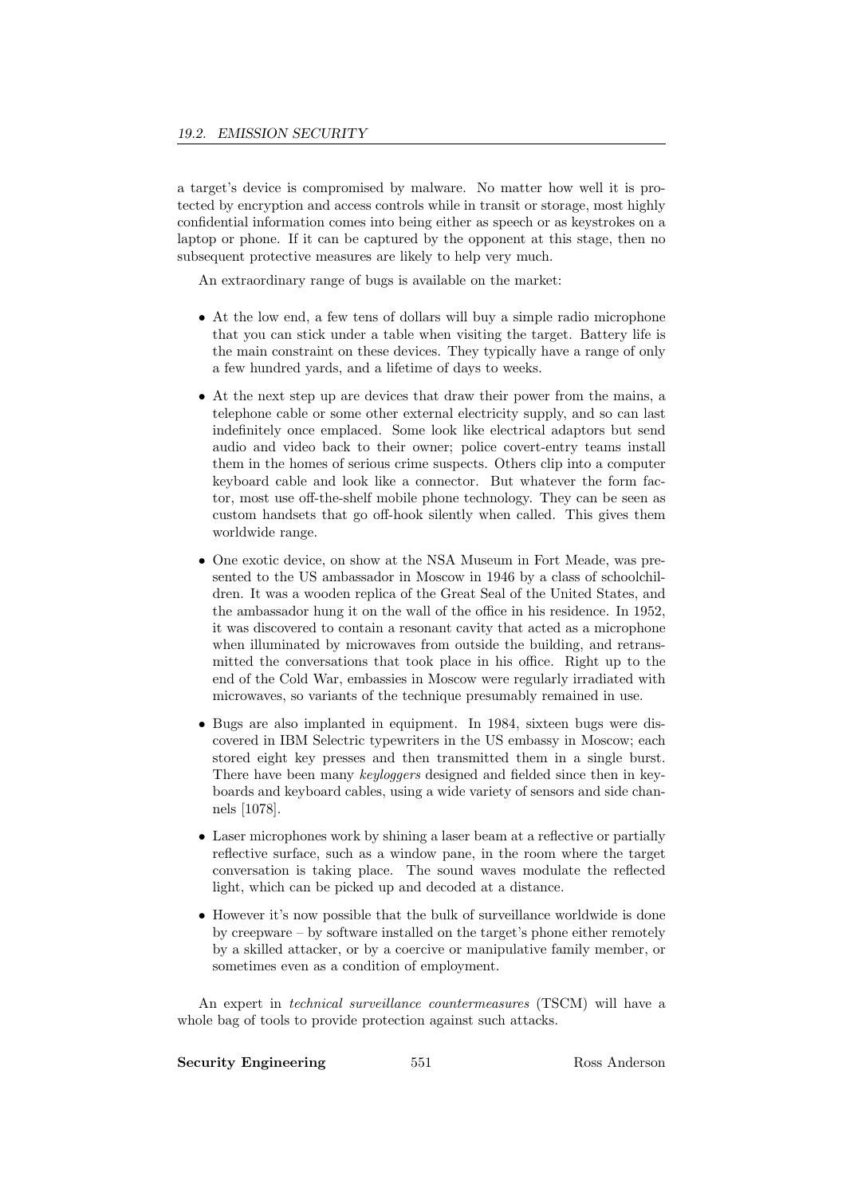a target's device is compromised by malware. No matter how well it is protected by encryption and access controls while in transit or storage, most highly confidential information comes into being either as speech or as keystrokes on a laptop or phone. If it can be captured by the opponent at this stage, then no subsequent protective measures are likely to help very much.

An extraordinary range of bugs is available on the market:

- At the low end, a few tens of dollars will buy a simple radio microphone that you can stick under a table when visiting the target. Battery life is the main constraint on these devices. They typically have a range of only a few hundred yards, and a lifetime of days to weeks.
- At the next step up are devices that draw their power from the mains, a telephone cable or some other external electricity supply, and so can last indefinitely once emplaced. Some look like electrical adaptors but send audio and video back to their owner; police covert-entry teams install them in the homes of serious crime suspects. Others clip into a computer keyboard cable and look like a connector. But whatever the form factor, most use off-the-shelf mobile phone technology. They can be seen as custom handsets that go off-hook silently when called. This gives them worldwide range.
- One exotic device, on show at the NSA Museum in Fort Meade, was presented to the US ambassador in Moscow in 1946 by a class of schoolchildren. It was a wooden replica of the Great Seal of the United States, and the ambassador hung it on the wall of the office in his residence. In 1952, it was discovered to contain a resonant cavity that acted as a microphone when illuminated by microwaves from outside the building, and retransmitted the conversations that took place in his office. Right up to the end of the Cold War, embassies in Moscow were regularly irradiated with microwaves, so variants of the technique presumably remained in use.
- Bugs are also implanted in equipment. In 1984, sixteen bugs were discovered in IBM Selectric typewriters in the US embassy in Moscow; each stored eight key presses and then transmitted them in a single burst. There have been many *keyloggers* designed and fielded since then in keyboards and keyboard cables, using a wide variety of sensors and side channels [1078].
- Laser microphones work by shining a laser beam at a reflective or partially reflective surface, such as a window pane, in the room where the target conversation is taking place. The sound waves modulate the reflected light, which can be picked up and decoded at a distance.
- However it's now possible that the bulk of surveillance worldwide is done by creepware – by software installed on the target's phone either remotely by a skilled attacker, or by a coercive or manipulative family member, or sometimes even as a condition of employment.

An expert in *technical surveillance countermeasures* (TSCM) will have a whole bag of tools to provide protection against such attacks.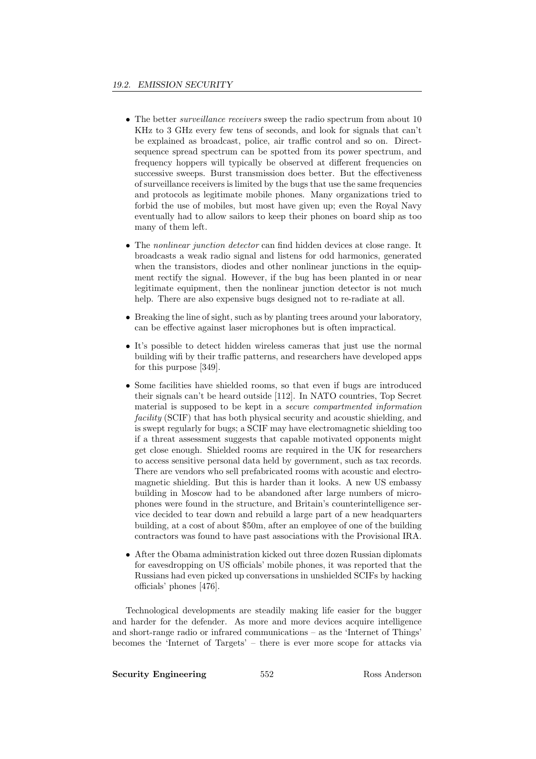- The better *surveillance receivers* sweep the radio spectrum from about 10 KHz to 3 GHz every few tens of seconds, and look for signals that can't be explained as broadcast, police, air traffic control and so on. Direct-sequence spread spectrum can be spotted from its power spectrum, and frequency hoppers will typically be observed at different frequencies on successive sweeps. Burst transmission does better. But the effectiveness of surveillance receivers is limited by the bugs that use the same frequencies and protocols as legitimate mobile phones. Many organizations tried to forbid the use of mobiles, but most have given up; even the Royal Navy eventually had to allow sailors to keep their phones on board ship as too many of them left.
- The *nonlinear junction detector* can find hidden devices at close range. It broadcasts a weak radio signal and listens for odd harmonics, generated when the transistors, diodes and other nonlinear junctions in the equipment rectify the signal. However, if the bug has been planted in or near legitimate equipment, then the nonlinear junction detector is not much help. There are also expensive bugs designed not to re-radiate at all.
- Breaking the line of sight, such as by planting trees around your laboratory, can be effective against laser microphones but is often impractical.
- It's possible to detect hidden wireless cameras that just use the normal building wifi by their traffic patterns, and researchers have developed apps for this purpose [349].
- Some facilities have shielded rooms, so that even if bugs are introduced their signals can't be heard outside [112]. In NATO countries, Top Secret material is supposed to be kept in a *secure compartmented information facility* (SCIF) that has both physical security and acoustic shielding, and is swept regularly for bugs; a SCIF may have electromagnetic shielding too if a threat assessment suggests that capable motivated opponents might get close enough. Shielded rooms are required in the UK for researchers to access sensitive personal data held by government, such as tax records. There are vendors who sell prefabricated rooms with acoustic and electromagnetic shielding. But this is harder than it looks. A new US embassy building in Moscow had to be abandoned after large numbers of microphones were found in the structure, and Britain's counterintelligence service decided to tear down and rebuild a large part of a new headquarters building, at a cost of about $50m, after an employee of one of the building contractors was found to have past associations with the Provisional IRA.
- After the Obama administration kicked out three dozen Russian diplomats for eavesdropping on US officials' mobile phones, it was reported that the Russians had even picked up conversations in unshielded SCIFs by hacking officials' phones [476].

Technological developments are steadily making life easier for the bugger and harder for the defender. As more and more devices acquire intelligence and short-range radio or infrared communications – as the 'Internet of Things' becomes the 'Internet of Targets' – there is ever more scope for attacks via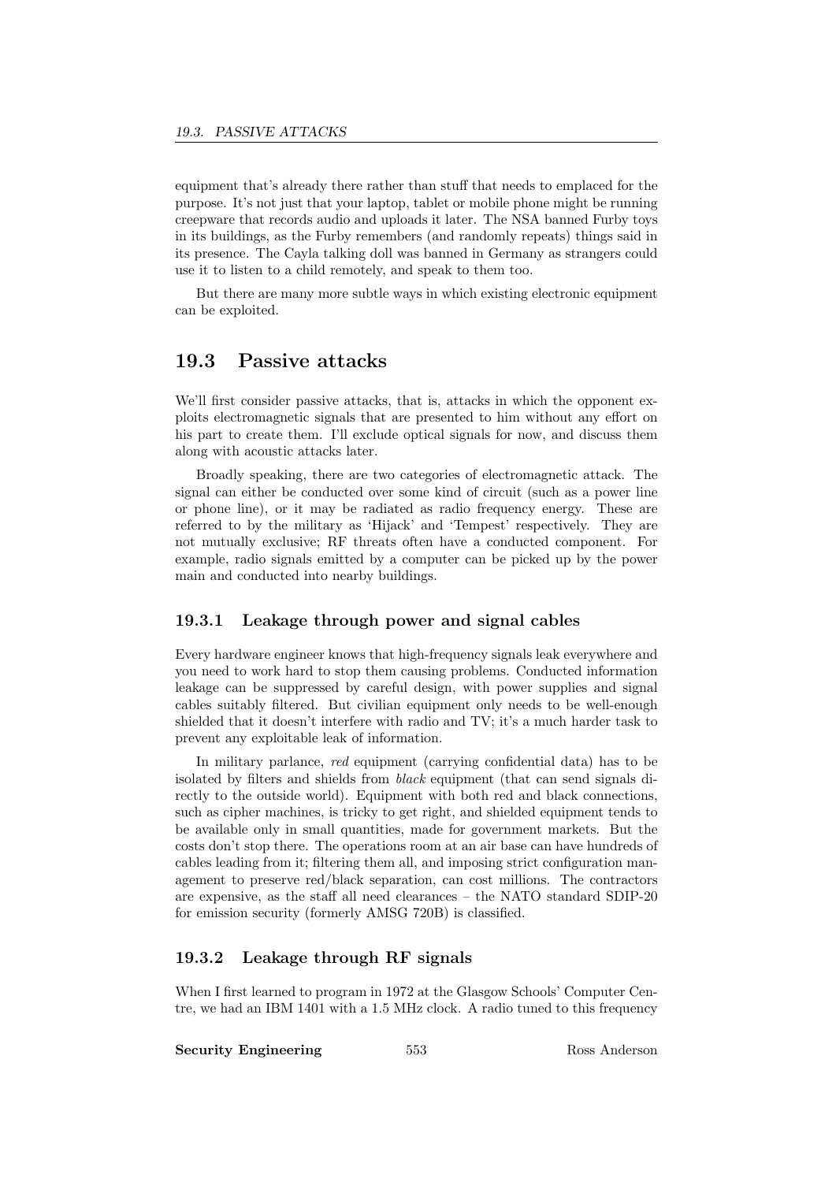equipment that's already there rather than stuff that needs to emplaced for the purpose. It's not just that your laptop, tablet or mobile phone might be running creepware that records audio and uploads it later. The NSA banned Furby toys in its buildings, as the Furby remembers (and randomly repeats) things said in its presence. The Cayla talking doll was banned in Germany as strangers could use it to listen to a child remotely, and speak to them too.

But there are many more subtle ways in which existing electronic equipment can be exploited.

## 19.3 Passive attacks

We'll first consider passive attacks, that is, attacks in which the opponent exploits electromagnetic signals that are presented to him without any effort on his part to create them. I'll exclude optical signals for now, and discuss them along with acoustic attacks later.

Broadly speaking, there are two categories of electromagnetic attack. The signal can either be conducted over some kind of circuit (such as a power line or phone line), or it may be radiated as radio frequency energy. These are referred to by the military as 'Hijack' and 'Tempest' respectively. They are not mutually exclusive; RF threats often have a conducted component. For example, radio signals emitted by a computer can be picked up by the power main and conducted into nearby buildings.

### 19.3.1 Leakage through power and signal cables

Every hardware engineer knows that high-frequency signals leak everywhere and you need to work hard to stop them causing problems. Conducted information leakage can be suppressed by careful design, with power supplies and signal cables suitably filtered. But civilian equipment only needs to be well-enough shielded that it doesn't interfere with radio and TV; it's a much harder task to prevent any exploitable leak of information.

In military parlance, *red* equipment (carrying confidential data) has to be isolated by filters and shields from *black* equipment (that can send signals directly to the outside world). Equipment with both red and black connections, such as cipher machines, is tricky to get right, and shielded equipment tends to be available only in small quantities, made for government markets. But the costs don't stop there. The operations room at an air base can have hundreds of cables leading from it; filtering them all, and imposing strict configuration management to preserve red/black separation, can cost millions. The contractors are expensive, as the staff all need clearances – the NATO standard SDIP-20 for emission security (formerly AMSG 720B) is classified.

### 19.3.2 Leakage through RF signals

When I first learned to program in 1972 at the Glasgow Schools' Computer Centre, we had an IBM 1401 with a 1.5 MHz clock. A radio tuned to this frequency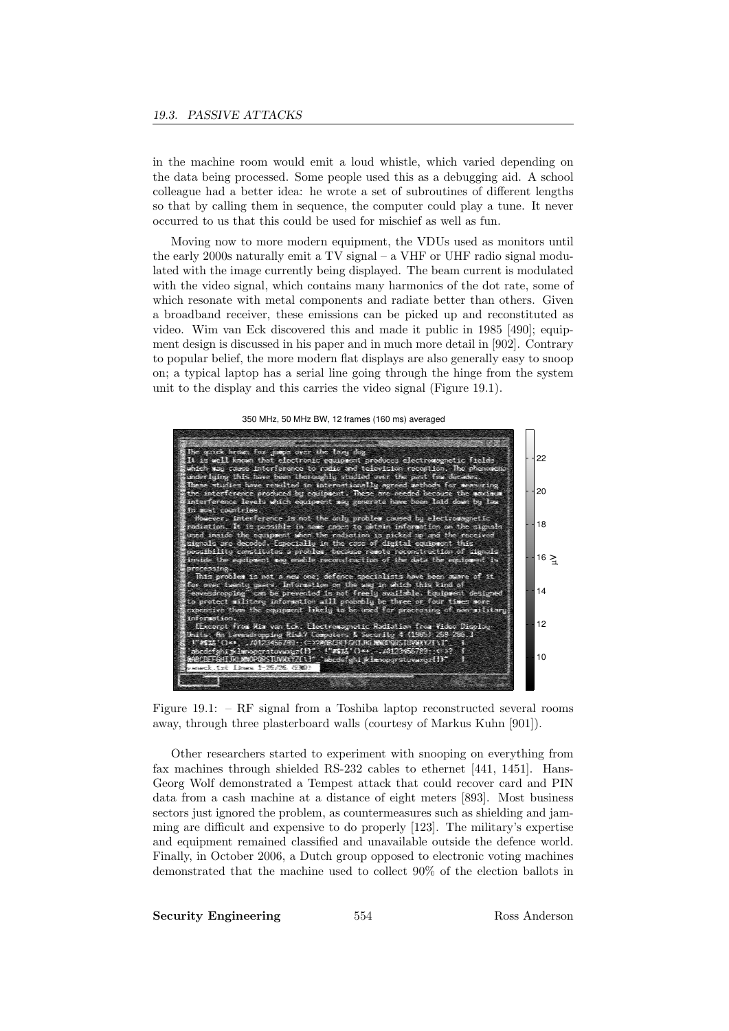in the machine room would emit a loud whistle, which varied depending on the data being processed. Some people used this as a debugging aid. A school colleague had a better idea: he wrote a set of subroutines of different lengths so that by calling them in sequence, the computer could play a tune. It never occurred to us that this could be used for mischief as well as fun.

Moving now to more modern equipment, the VDUs used as monitors until the early 2000s naturally emit a TV signal – a VHF or UHF radio signal modulated with the image currently being displayed. The beam current is modulated with the video signal, which contains many harmonics of the dot rate, some of which resonate with metal components and radiate better than others. Given a broadband receiver, these emissions can be picked up and reconstituted as video. Wim van Eck discovered this and made it public in 1985 [490]; equipment design is discussed in his paper and in much more detail in [902]. Contrary to popular belief, the more modern flat displays are also generally easy to snoop on; a typical laptop has a serial line going through the hinge from the system unit to the display and this carries the video signal (Figure 19.1).

Figure 19.1: – RF signal from a Toshiba laptop reconstructed several rooms away, through three plasterboard walls (courtesy of Markus Kuhn [901]).

Other researchers started to experiment with snooping on everything from fax machines through shielded RS-232 cables to ethernet [441, 1451]. Hans-Georg Wolf demonstrated a Tempest attack that could recover card and PIN data from a cash machine at a distance of eight meters [893]. Most business sectors just ignored the problem, as countermeasures such as shielding and jamming are difficult and expensive to do properly [123]. The military's expertise and equipment remained classified and unavailable outside the defence world. Finally, in October 2006, a Dutch group opposed to electronic voting machines demonstrated that the machine used to collect 90% of the election ballots in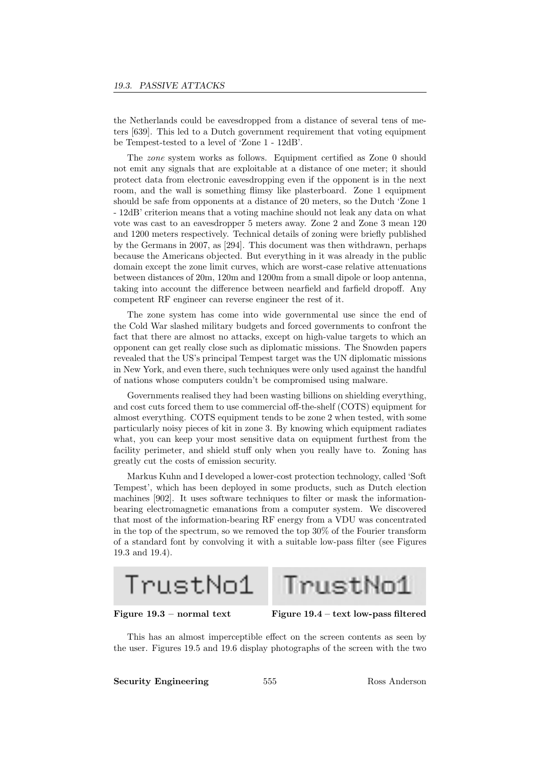the Netherlands could be eavesdropped from a distance of several tens of meters [639]. This led to a Dutch government requirement that voting equipment be Tempest-tested to a level of 'Zone 1 - 12dB'.

The *zone* system works as follows. Equipment certified as Zone 0 should not emit any signals that are exploitable at a distance of one meter; it should protect data from electronic eavesdropping even if the opponent is in the next room, and the wall is something flimsy like plasterboard. Zone 1 equipment should be safe from opponents at a distance of 20 meters, so the Dutch 'Zone 1 - 12dB' criterion means that a voting machine should not leak any data on what vote was cast to an eavesdropper 5 meters away. Zone 2 and Zone 3 mean 120 and 1200 meters respectively. Technical details of zoning were briefly published by the Germans in 2007, as [294]. This document was then withdrawn, perhaps because the Americans objected. But everything in it was already in the public domain except the zone limit curves, which are worst-case relative attenuations between distances of 20m, 120m and 1200m from a small dipole or loop antenna, taking into account the difference between nearfield and farfield dropoff. Any competent RF engineer can reverse engineer the rest of it.

The zone system has come into wide governmental use since the end of the Cold War slashed military budgets and forced governments to confront the fact that there are almost no attacks, except on high-value targets to which an opponent can get really close such as diplomatic missions. The Snowden papers revealed that the US's principal Tempest target was the UN diplomatic missions in New York, and even there, such techniques were only used against the handful of nations whose computers couldn't be compromised using malware.

Governments realised they had been wasting billions on shielding everything, and cost cuts forced them to use commercial off-the-shelf (COTS) equipment for almost everything. COTS equipment tends to be zone 2 when tested, with some particularly noisy pieces of kit in zone 3. By knowing which equipment radiates what, you can keep your most sensitive data on equipment furthest from the facility perimeter, and shield stuff only when you really have to. Zoning has greatly cut the costs of emission security.

Markus Kuhn and I developed a lower-cost protection technology, called 'Soft Tempest', which has been deployed in some products, such as Dutch election machines [902]. It uses software techniques to filter or mask the information-bearing electromagnetic emanations from a computer system. We discovered that most of the information-bearing RF energy from a VDU was concentrated in the top of the spectrum, so we removed the top 30% of the Fourier transform of a standard font by convolving it with a suitable low-pass filter (see Figures 19.3 and 19.4).

TrustNo1

**Figure 19.3 – normal text**

TrustNo1

**Figure 19.4 – text low-pass filtered**

This has an almost imperceptible effect on the screen contents as seen by the user. Figures 19.5 and 19.6 display photographs of the screen with the two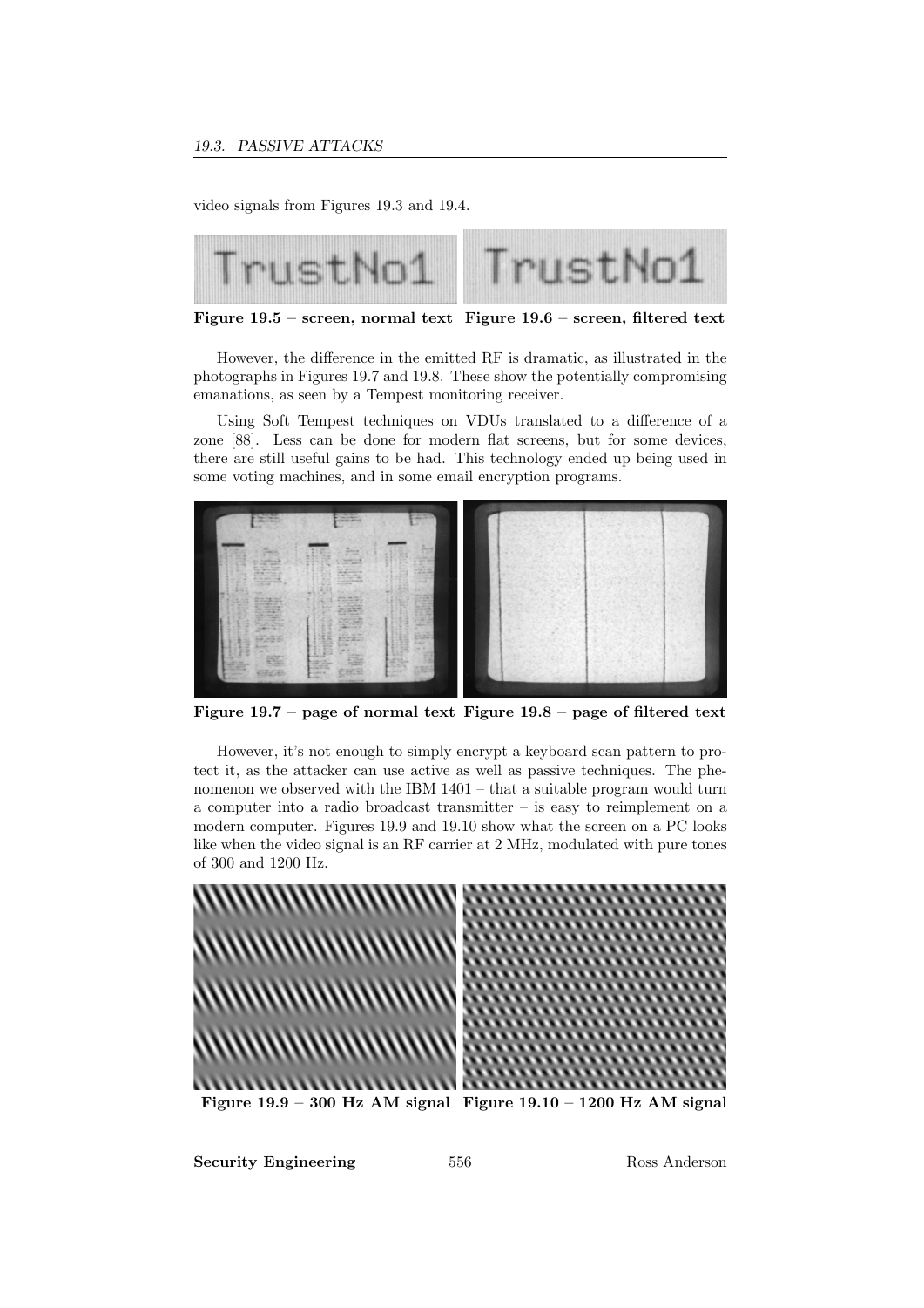video signals from Figures 19.3 and 19.4.

**Figure 19.5 – screen, normal text** **Figure 19.6 – screen, filtered text**

However, the difference in the emitted RF is dramatic, as illustrated in the photographs in Figures 19.7 and 19.8. These show the potentially compromising emanations, as seen by a Tempest monitoring receiver.

Using Soft Tempest techniques on VDUs translated to a difference of a zone [88]. Less can be done for modern flat screens, but for some devices, there are still useful gains to be had. This technology ended up being used in some voting machines, and in some email encryption programs.

**Figure 19.7 – page of normal text** **Figure 19.8 – page of filtered text**

However, it's not enough to simply encrypt a keyboard scan pattern to protect it, as the attacker can use active as well as passive techniques. The phenomenon we observed with the IBM 1401 – that a suitable program would turn a computer into a radio broadcast transmitter – is easy to reimplement on a modern computer. Figures 19.9 and 19.10 show what the screen on a PC looks like when the video signal is an RF carrier at 2 MHz, modulated with pure tones of 300 and 1200 Hz.

**Figure 19.9 – 300 Hz AM signal** **Figure 19.10 – 1200 Hz AM signal**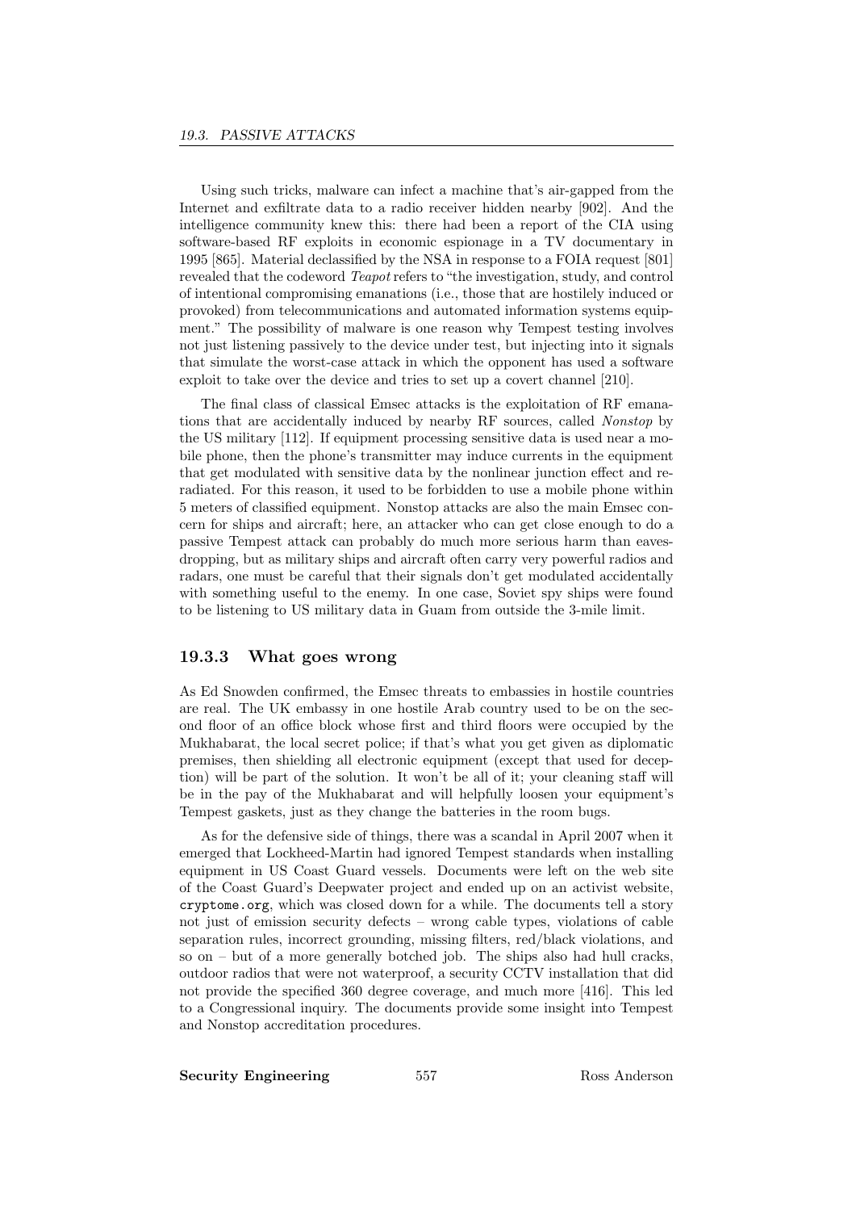Using such tricks, malware can infect a machine that's air-gapped from the Internet and exfiltrate data to a radio receiver hidden nearby [902]. And the intelligence community knew this: there had been a report of the CIA using software-based RF exploits in economic espionage in a TV documentary in 1995 [865]. Material declassified by the NSA in response to a FOIA request [801] revealed that the codeword *Teapot* refers to "the investigation, study, and control of intentional compromising emanations (i.e., those that are hostilely induced or provoked) from telecommunications and automated information systems equipment." The possibility of malware is one reason why Tempest testing involves not just listening passively to the device under test, but injecting into it signals that simulate the worst-case attack in which the opponent has used a software exploit to take over the device and tries to set up a covert channel [210].

The final class of classical Emsec attacks is the exploitation of RF emanations that are accidentally induced by nearby RF sources, called *Nonstop* by the US military [112]. If equipment processing sensitive data is used near a mobile phone, then the phone's transmitter may induce currents in the equipment that get modulated with sensitive data by the nonlinear junction effect and reradiated. For this reason, it used to be forbidden to use a mobile phone within 5 meters of classified equipment. Nonstop attacks are also the main Emsec concern for ships and aircraft; here, an attacker who can get close enough to do a passive Tempest attack can probably do much more serious harm than eavesdropping, but as military ships and aircraft often carry very powerful radios and radars, one must be careful that their signals don't get modulated accidentally with something useful to the enemy. In one case, Soviet spy ships were found to be listening to US military data in Guam from outside the 3-mile limit.

### 19.3.3 What goes wrong

As Ed Snowden confirmed, the Emsec threats to embassies in hostile countries are real. The UK embassy in one hostile Arab country used to be on the second floor of an office block whose first and third floors were occupied by the Mukhabarat, the local secret police; if that's what you get given as diplomatic premises, then shielding all electronic equipment (except that used for deception) will be part of the solution. It won't be all of it; your cleaning staff will be in the pay of the Mukhabarat and will helpfully loosen your equipment's Tempest gaskets, just as they change the batteries in the room bugs.

As for the defensive side of things, there was a scandal in April 2007 when it emerged that Lockheed-Martin had ignored Tempest standards when installing equipment in US Coast Guard vessels. Documents were left on the web site of the Coast Guard's Deepwater project and ended up on an activist website, `cryptome.org`, which was closed down for a while. The documents tell a story not just of emission security defects – wrong cable types, violations of cable separation rules, incorrect grounding, missing filters, red/black violations, and so on – but of a more generally botched job. The ships also had hull cracks, outdoor radios that were not waterproof, a security CCTV installation that did not provide the specified 360 degree coverage, and much more [416]. This led to a Congressional inquiry. The documents provide some insight into Tempest and Nonstop accreditation procedures.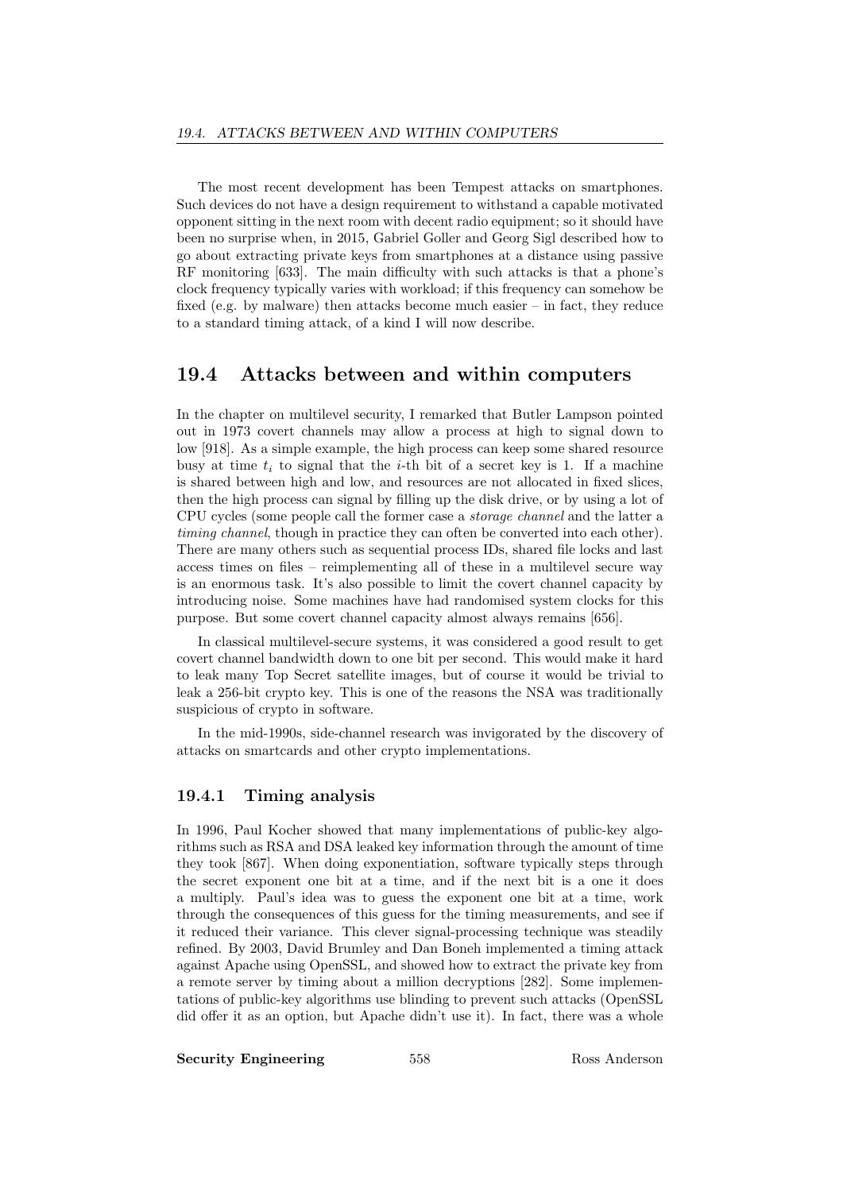The most recent development has been Tempest attacks on smartphones. Such devices do not have a design requirement to withstand a capable motivated opponent sitting in the next room with decent radio equipment; so it should have been no surprise when, in 2015, Gabriel Goller and Georg Sigl described how to go about extracting private keys from smartphones at a distance using passive RF monitoring [633]. The main difficulty with such attacks is that a phone's clock frequency typically varies with workload; if this frequency can somehow be fixed (e.g. by malware) then attacks become much easier – in fact, they reduce to a standard timing attack, of a kind I will now describe.

## 19.4 Attacks between and within computers

In the chapter on multilevel security, I remarked that Butler Lampson pointed out in 1973 covert channels may allow a process at high to signal down to low [918]. As a simple example, the high process can keep some shared resource busy at time $t_i$ to signal that the $i$-th bit of a secret key is 1. If a machine is shared between high and low, and resources are not allocated in fixed slices, then the high process can signal by filling up the disk drive, or by using a lot of CPU cycles (some people call the former case a *storage channel* and the latter a *timing channel*, though in practice they can often be converted into each other). There are many others such as sequential process IDs, shared file locks and last access times on files – reimplementing all of these in a multilevel secure way is an enormous task. It's also possible to limit the covert channel capacity by introducing noise. Some machines have had randomised system clocks for this purpose. But some covert channel capacity almost always remains [656].

In classical multilevel-secure systems, it was considered a good result to get covert channel bandwidth down to one bit per second. This would make it hard to leak many Top Secret satellite images, but of course it would be trivial to leak a 256-bit crypto key. This is one of the reasons the NSA was traditionally suspicious of crypto in software.

In the mid-1990s, side-channel research was invigorated by the discovery of attacks on smartcards and other crypto implementations.

### 19.4.1 Timing analysis

In 1996, Paul Kocher showed that many implementations of public-key algorithms such as RSA and DSA leaked key information through the amount of time they took [867]. When doing exponentiation, software typically steps through the secret exponent one bit at a time, and if the next bit is a one it does a multiply. Paul's idea was to guess the exponent one bit at a time, work through the consequences of this guess for the timing measurements, and see if it reduced their variance. This clever signal-processing technique was steadily refined. By 2003, David Brumley and Dan Boneh implemented a timing attack against Apache using OpenSSL, and showed how to extract the private key from a remote server by timing about a million decryptions [282]. Some implementations of public-key algorithms use blinding to prevent such attacks (OpenSSL did offer it as an option, but Apache didn't use it). In fact, there was a whole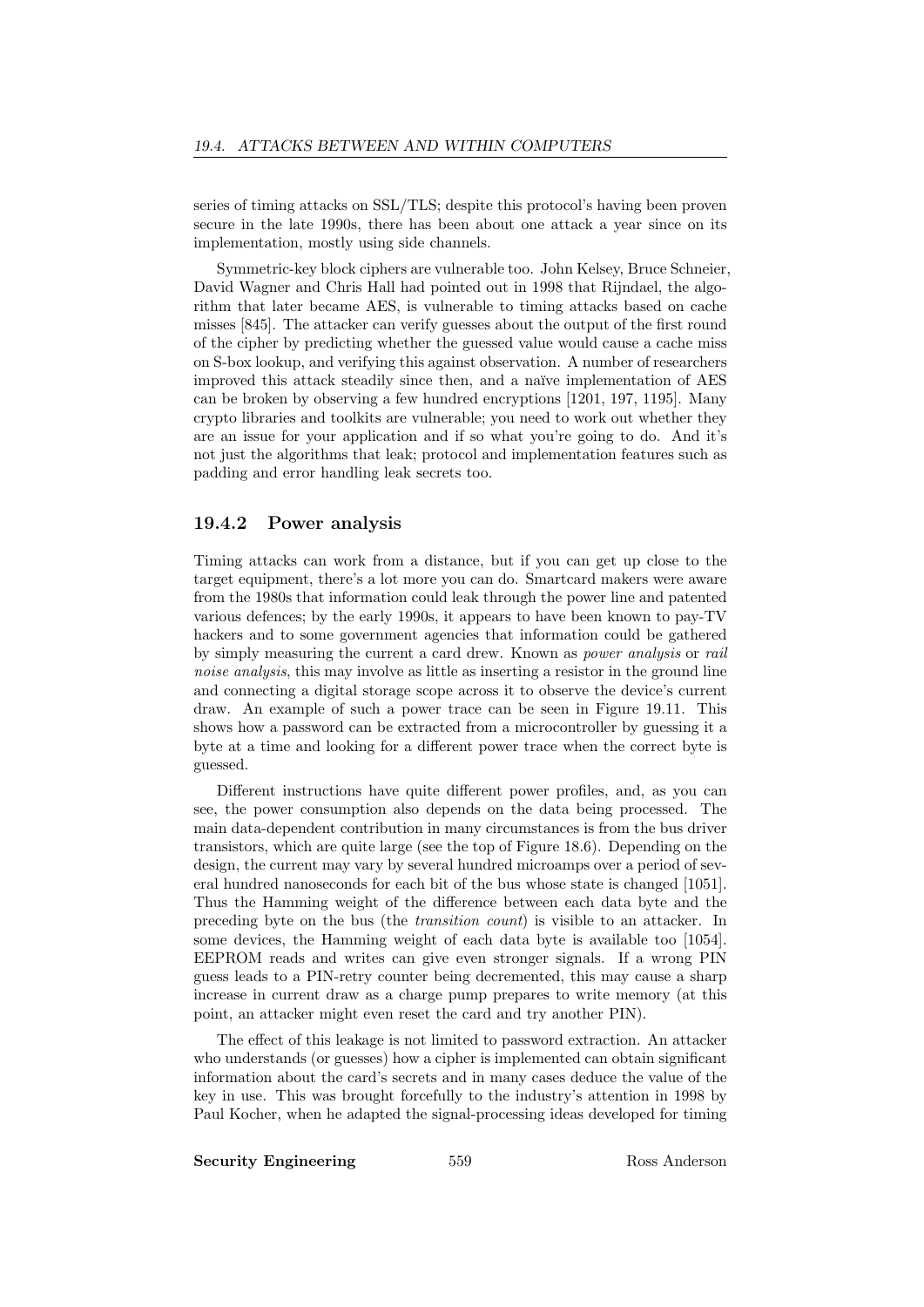series of timing attacks on SSL/TLS; despite this protocol's having been proven secure in the late 1990s, there has been about one attack a year since on its implementation, mostly using side channels.

Symmetric-key block ciphers are vulnerable too. John Kelsey, Bruce Schneier, David Wagner and Chris Hall had pointed out in 1998 that Rijndael, the algorithm that later became AES, is vulnerable to timing attacks based on cache misses [845]. The attacker can verify guesses about the output of the first round of the cipher by predicting whether the guessed value would cause a cache miss on S-box lookup, and verifying this against observation. A number of researchers improved this attack steadily since then, and a naïve implementation of AES can be broken by observing a few hundred encryptions [1201, 197, 1195]. Many crypto libraries and toolkits are vulnerable; you need to work out whether they are an issue for your application and if so what you're going to do. And it's not just the algorithms that leak; protocol and implementation features such as padding and error handling leak secrets too.

### 19.4.2 Power analysis

Timing attacks can work from a distance, but if you can get up close to the target equipment, there's a lot more you can do. Smartcard makers were aware from the 1980s that information could leak through the power line and patented various defences; by the early 1990s, it appears to have been known to pay-TV hackers and to some government agencies that information could be gathered by simply measuring the current a card drew. Known as *power analysis* or *rail noise analysis*, this may involve as little as inserting a resistor in the ground line and connecting a digital storage scope across it to observe the device's current draw. An example of such a power trace can be seen in Figure 19.11. This shows how a password can be extracted from a microcontroller by guessing it a byte at a time and looking for a different power trace when the correct byte is guessed.

Different instructions have quite different power profiles, and, as you can see, the power consumption also depends on the data being processed. The main data-dependent contribution in many circumstances is from the bus driver transistors, which are quite large (see the top of Figure 18.6). Depending on the design, the current may vary by several hundred microamps over a period of several hundred nanoseconds for each bit of the bus whose state is changed [1051]. Thus the Hamming weight of the difference between each data byte and the preceding byte on the bus (the *transition count*) is visible to an attacker. In some devices, the Hamming weight of each data byte is available too [1054]. EEPROM reads and writes can give even stronger signals. If a wrong PIN guess leads to a PIN-retry counter being decremented, this may cause a sharp increase in current draw as a charge pump prepares to write memory (at this point, an attacker might even reset the card and try another PIN).

The effect of this leakage is not limited to password extraction. An attacker who understands (or guesses) how a cipher is implemented can obtain significant information about the card's secrets and in many cases deduce the value of the key in use. This was brought forcefully to the industry's attention in 1998 by Paul Kocher, when he adapted the signal-processing ideas developed for timing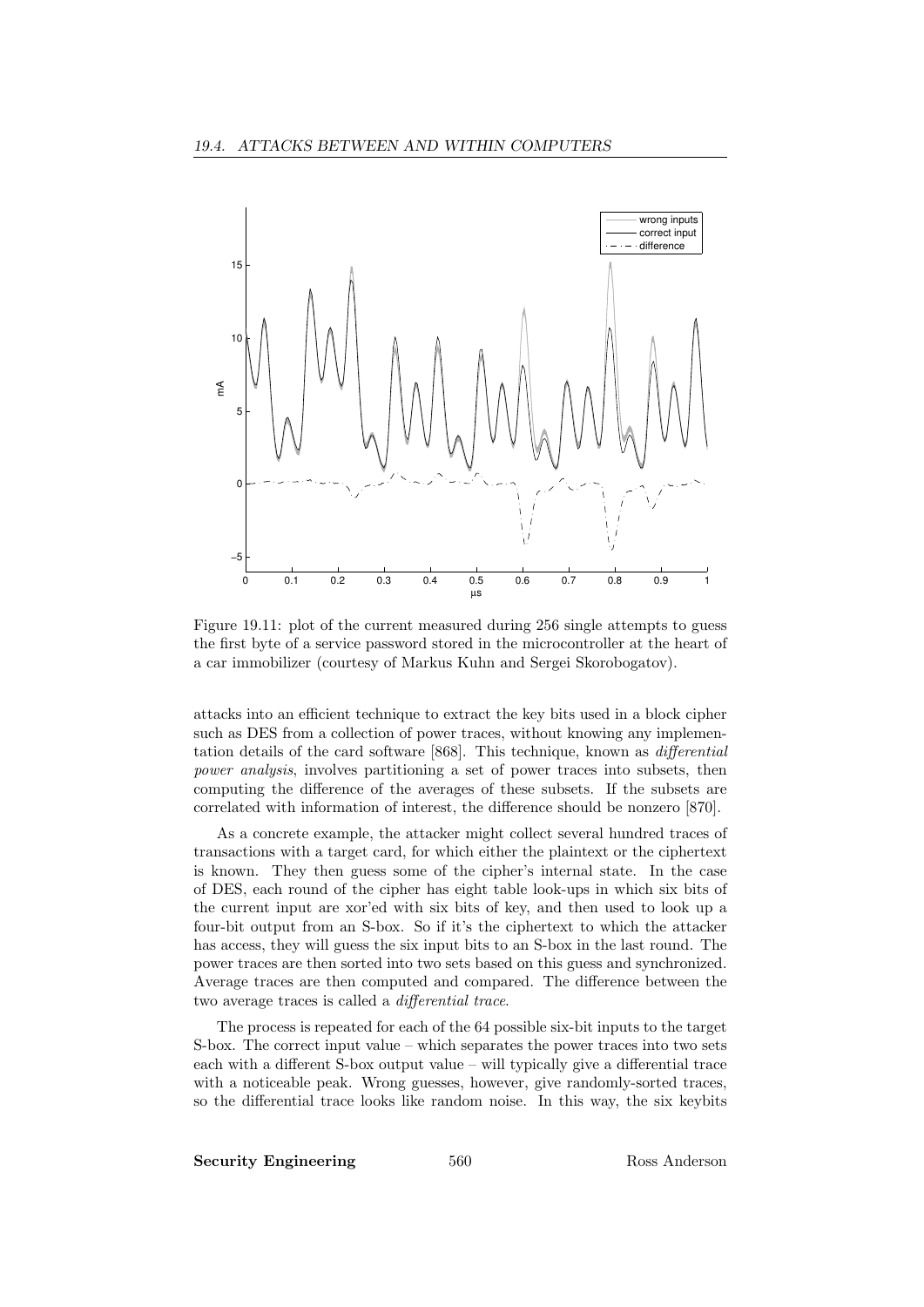Figure 19.11: plot of the current measured during 256 single attempts to guess the first byte of a service password stored in the microcontroller at the heart of a car immobilizer (courtesy of Markus Kuhn and Sergei Skorobogatov).

attacks into an efficient technique to extract the key bits used in a block cipher such as DES from a collection of power traces, without knowing any implementation details of the card software [868]. This technique, known as *differential power analysis*, involves partitioning a set of power traces into subsets, then computing the difference of the averages of these subsets. If the subsets are correlated with information of interest, the difference should be nonzero [870].

As a concrete example, the attacker might collect several hundred traces of transactions with a target card, for which either the plaintext or the ciphertext is known. They then guess some of the cipher's internal state. In the case of DES, each round of the cipher has eight table look-ups in which six bits of the current input are xor'ed with six bits of key, and then used to look up a four-bit output from an S-box. So if it's the ciphertext to which the attacker has access, they will guess the six input bits to an S-box in the last round. The power traces are then sorted into two sets based on this guess and synchronized. Average traces are then computed and compared. The difference between the two average traces is called a *differential trace*.

The process is repeated for each of the 64 possible six-bit inputs to the target S-box. The correct input value – which separates the power traces into two sets each with a different S-box output value – will typically give a differential trace with a noticeable peak. Wrong guesses, however, give randomly-sorted traces, so the differential trace looks like random noise. In this way, the six keybits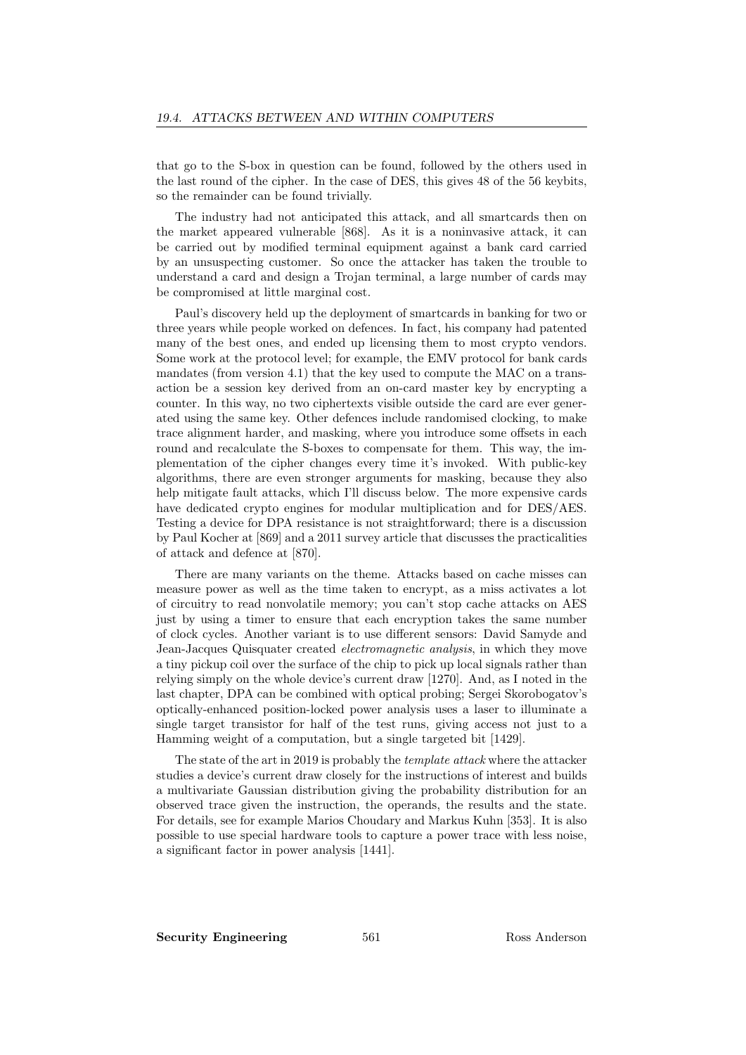that go to the S-box in question can be found, followed by the others used in the last round of the cipher. In the case of DES, this gives 48 of the 56 keybits, so the remainder can be found trivially.

The industry had not anticipated this attack, and all smartcards then on the market appeared vulnerable [868]. As it is a noninvasive attack, it can be carried out by modified terminal equipment against a bank card carried by an unsuspecting customer. So once the attacker has taken the trouble to understand a card and design a Trojan terminal, a large number of cards may be compromised at little marginal cost.

Paul's discovery held up the deployment of smartcards in banking for two or three years while people worked on defences. In fact, his company had patented many of the best ones, and ended up licensing them to most crypto vendors. Some work at the protocol level; for example, the EMV protocol for bank cards mandates (from version 4.1) that the key used to compute the MAC on a transaction be a session key derived from an on-card master key by encrypting a counter. In this way, no two ciphertexts visible outside the card are ever generated using the same key. Other defences include randomised clocking, to make trace alignment harder, and masking, where you introduce some offsets in each round and recalculate the S-boxes to compensate for them. This way, the implementation of the cipher changes every time it's invoked. With public-key algorithms, there are even stronger arguments for masking, because they also help mitigate fault attacks, which I'll discuss below. The more expensive cards have dedicated crypto engines for modular multiplication and for DES/AES. Testing a device for DPA resistance is not straightforward; there is a discussion by Paul Kocher at [869] and a 2011 survey article that discusses the practicalities of attack and defence at [870].

There are many variants on the theme. Attacks based on cache misses can measure power as well as the time taken to encrypt, as a miss activates a lot of circuitry to read nonvolatile memory; you can't stop cache attacks on AES just by using a timer to ensure that each encryption takes the same number of clock cycles. Another variant is to use different sensors: David Samyde and Jean-Jacques Quisquater created *electromagnetic analysis*, in which they move a tiny pickup coil over the surface of the chip to pick up local signals rather than relying simply on the whole device's current draw [1270]. And, as I noted in the last chapter, DPA can be combined with optical probing; Sergei Skorobogatov's optically-enhanced position-locked power analysis uses a laser to illuminate a single target transistor for half of the test runs, giving access not just to a Hamming weight of a computation, but a single targeted bit [1429].

The state of the art in 2019 is probably the *template attack* where the attacker studies a device's current draw closely for the instructions of interest and builds a multivariate Gaussian distribution giving the probability distribution for an observed trace given the instruction, the operands, the results and the state. For details, see for example Marios Choudary and Markus Kuhn [353]. It is also possible to use special hardware tools to capture a power trace with less noise, a significant factor in power analysis [1441].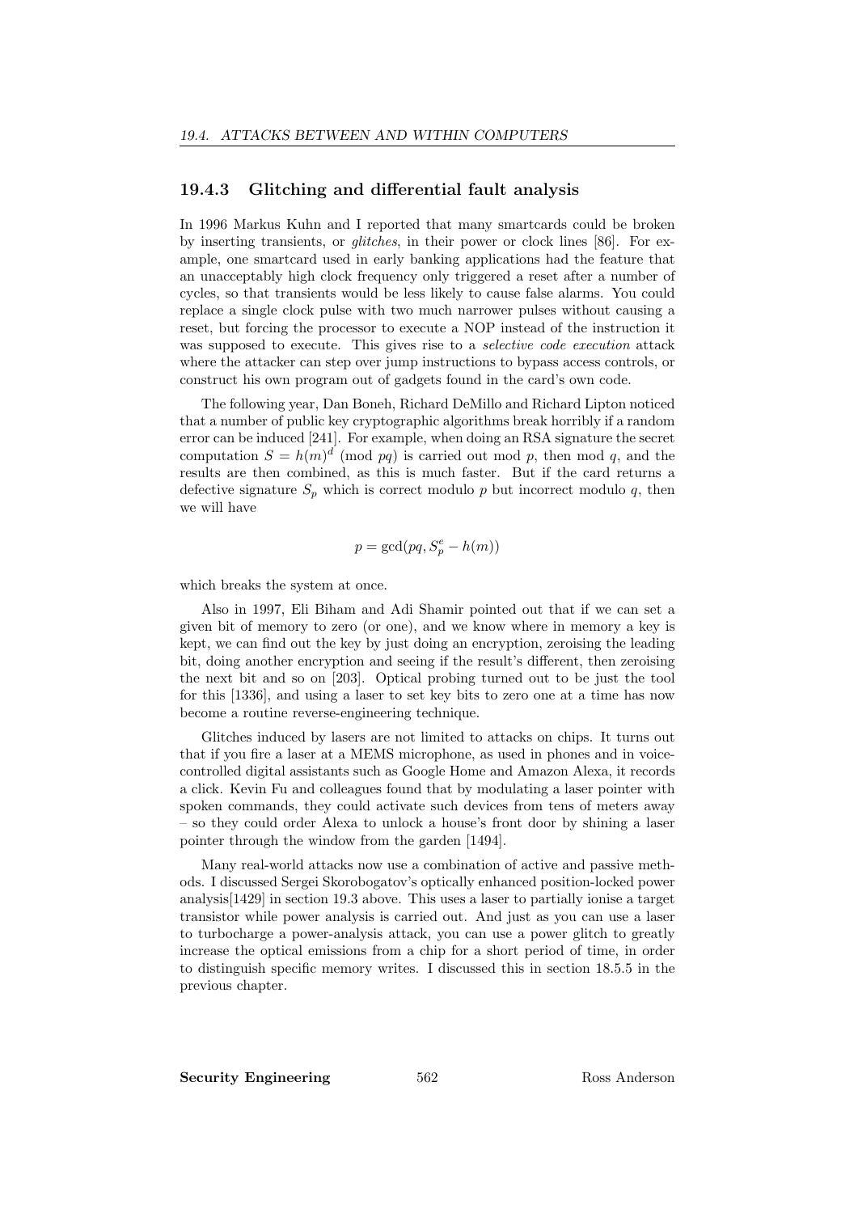### 19.4.3 Glitching and differential fault analysis

In 1996 Markus Kuhn and I reported that many smartcards could be broken by inserting transients, or *glitches*, in their power or clock lines [86]. For example, one smartcard used in early banking applications had the feature that an unacceptably high clock frequency only triggered a reset after a number of cycles, so that transients would be less likely to cause false alarms. You could replace a single clock pulse with two much narrower pulses without causing a reset, but forcing the processor to execute a NOP instead of the instruction it was supposed to execute. This gives rise to a *selective code execution* attack where the attacker can step over jump instructions to bypass access controls, or construct his own program out of gadgets found in the card's own code.

The following year, Dan Boneh, Richard DeMillo and Richard Lipton noticed that a number of public key cryptographic algorithms break horribly if a random error can be induced [241]. For example, when doing an RSA signature the secret computation $S = h(m)^d \pmod{pq}$ is carried out mod $p$, then mod $q$, and the results are then combined, as this is much faster. But if the card returns a defective signature $S_p$ which is correct modulo $p$ but incorrect modulo $q$, then we will have

$$p = \gcd(pq, S_p^e - h(m))$$

which breaks the system at once.

Also in 1997, Eli Biham and Adi Shamir pointed out that if we can set a given bit of memory to zero (or one), and we know where in memory a key is kept, we can find out the key by just doing an encryption, zeroising the leading bit, doing another encryption and seeing if the result's different, then zeroising the next bit and so on [203]. Optical probing turned out to be just the tool for this [1336], and using a laser to set key bits to zero one at a time has now become a routine reverse-engineering technique.

Glitches induced by lasers are not limited to attacks on chips. It turns out that if you fire a laser at a MEMS microphone, as used in phones and in voice-controlled digital assistants such as Google Home and Amazon Alexa, it records a click. Kevin Fu and colleagues found that by modulating a laser pointer with spoken commands, they could activate such devices from tens of meters away – so they could order Alexa to unlock a house's front door by shining a laser pointer through the window from the garden [1494].

Many real-world attacks now use a combination of active and passive methods. I discussed Sergei Skorobogatov's optically enhanced position-locked power analysis[1429] in section 19.3 above. This uses a laser to partially ionise a target transistor while power analysis is carried out. And just as you can use a laser to turbocharge a power-analysis attack, you can use a power glitch to greatly increase the optical emissions from a chip for a short period of time, in order to distinguish specific memory writes. I discussed this in section 18.5.5 in the previous chapter.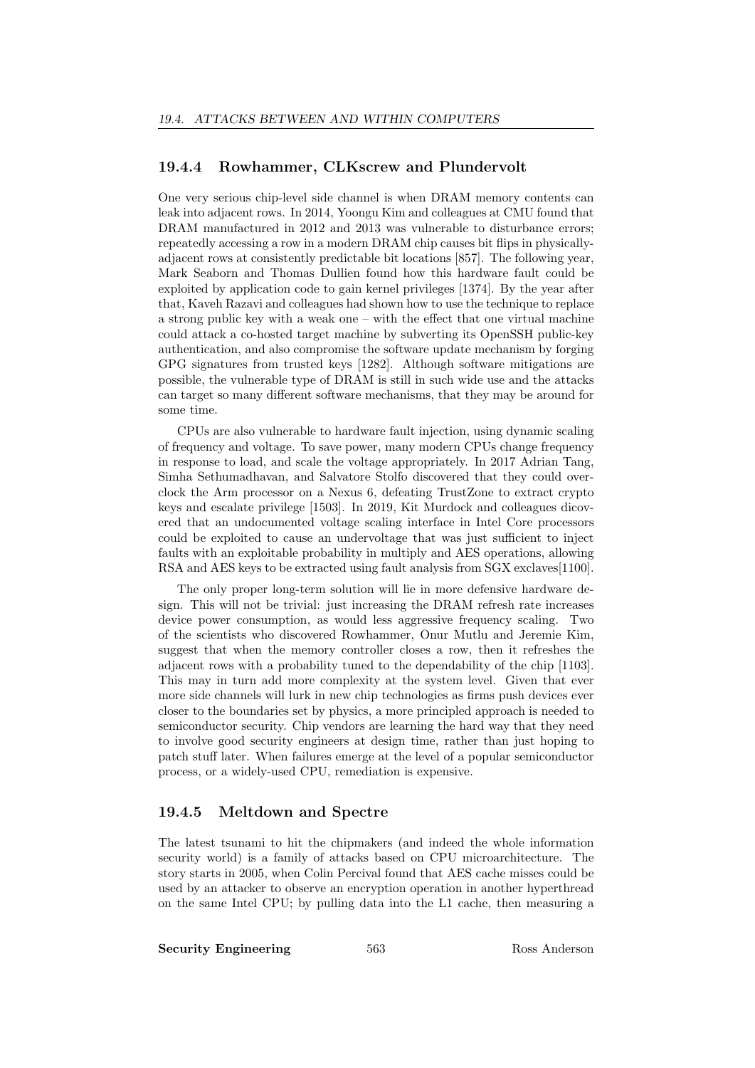### 19.4.4 Rowhammer, CLKscrew and Plundervolt

One very serious chip-level side channel is when DRAM memory contents can leak into adjacent rows. In 2014, Yoongu Kim and colleagues at CMU found that DRAM manufactured in 2012 and 2013 was vulnerable to disturbance errors; repeatedly accessing a row in a modern DRAM chip causes bit flips in physically-adjacent rows at consistently predictable bit locations [857]. The following year, Mark Seaborn and Thomas Dullien found how this hardware fault could be exploited by application code to gain kernel privileges [1374]. By the year after that, Kaveh Razavi and colleagues had shown how to use the technique to replace a strong public key with a weak one – with the effect that one virtual machine could attack a co-hosted target machine by subverting its OpenSSH public-key authentication, and also compromise the software update mechanism by forging GPG signatures from trusted keys [1282]. Although software mitigations are possible, the vulnerable type of DRAM is still in such wide use and the attacks can target so many different software mechanisms, that they may be around for some time.

CPUs are also vulnerable to hardware fault injection, using dynamic scaling of frequency and voltage. To save power, many modern CPUs change frequency in response to load, and scale the voltage appropriately. In 2017 Adrian Tang, Simha Sethumadhavan, and Salvatore Stolfo discovered that they could overclock the Arm processor on a Nexus 6, defeating TrustZone to extract crypto keys and escalate privilege [1503]. In 2019, Kit Murdock and colleagues dicovered that an undocumented voltage scaling interface in Intel Core processors could be exploited to cause an undervoltage that was just sufficient to inject faults with an exploitable probability in multiply and AES operations, allowing RSA and AES keys to be extracted using fault analysis from SGX exclaves[1100].

The only proper long-term solution will lie in more defensive hardware design. This will not be trivial: just increasing the DRAM refresh rate increases device power consumption, as would less aggressive frequency scaling. Two of the scientists who discovered Rowhammer, Onur Mutlu and Jeremie Kim, suggest that when the memory controller closes a row, then it refreshes the adjacent rows with a probability tuned to the dependability of the chip [1103]. This may in turn add more complexity at the system level. Given that ever more side channels will lurk in new chip technologies as firms push devices ever closer to the boundaries set by physics, a more principled approach is needed to semiconductor security. Chip vendors are learning the hard way that they need to involve good security engineers at design time, rather than just hoping to patch stuff later. When failures emerge at the level of a popular semiconductor process, or a widely-used CPU, remediation is expensive.

### 19.4.5 Meltdown and Spectre

The latest tsunami to hit the chipmakers (and indeed the whole information security world) is a family of attacks based on CPU microarchitecture. The story starts in 2005, when Colin Percival found that AES cache misses could be used by an attacker to observe an encryption operation in another hyperthread on the same Intel CPU; by pulling data into the L1 cache, then measuring a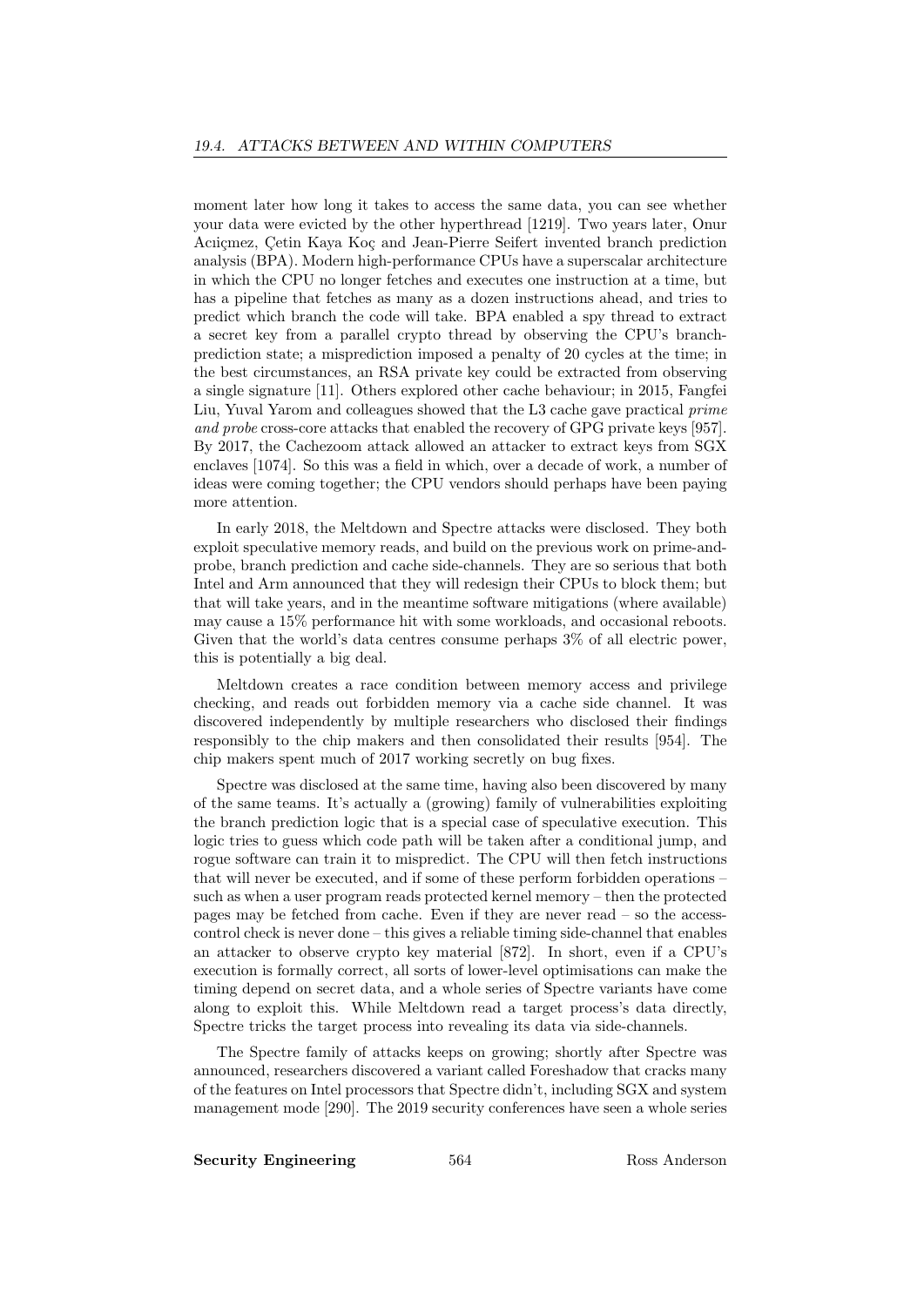moment later how long it takes to access the same data, you can see whether your data were evicted by the other hyperthread [1219]. Two years later, Onur Acıiçmez, Çetin Kaya Koç and Jean-Pierre Seifert invented branch prediction analysis (BPA). Modern high-performance CPUs have a superscalar architecture in which the CPU no longer fetches and executes one instruction at a time, but has a pipeline that fetches as many as a dozen instructions ahead, and tries to predict which branch the code will take. BPA enabled a spy thread to extract a secret key from a parallel crypto thread by observing the CPU's branch-prediction state; a misprediction imposed a penalty of 20 cycles at the time; in the best circumstances, an RSA private key could be extracted from observing a single signature [11]. Others explored other cache behaviour; in 2015, Fangfei Liu, Yuval Yarom and colleagues showed that the L3 cache gave practical *prime and probe* cross-core attacks that enabled the recovery of GPG private keys [957]. By 2017, the Cachezoom attack allowed an attacker to extract keys from SGX enclaves [1074]. So this was a field in which, over a decade of work, a number of ideas were coming together; the CPU vendors should perhaps have been paying more attention.

In early 2018, the Meltdown and Spectre attacks were disclosed. They both exploit speculative memory reads, and build on the previous work on prime-and-probe, branch prediction and cache side-channels. They are so serious that both Intel and Arm announced that they will redesign their CPUs to block them; but that will take years, and in the meantime software mitigations (where available) may cause a 15% performance hit with some workloads, and occasional reboots. Given that the world's data centres consume perhaps 3% of all electric power, this is potentially a big deal.

Meltdown creates a race condition between memory access and privilege checking, and reads out forbidden memory via a cache side channel. It was discovered independently by multiple researchers who disclosed their findings responsibly to the chip makers and then consolidated their results [954]. The chip makers spent much of 2017 working secretly on bug fixes.

Spectre was disclosed at the same time, having also been discovered by many of the same teams. It's actually a (growing) family of vulnerabilities exploiting the branch prediction logic that is a special case of speculative execution. This logic tries to guess which code path will be taken after a conditional jump, and rogue software can train it to mispredict. The CPU will then fetch instructions that will never be executed, and if some of these perform forbidden operations – such as when a user program reads protected kernel memory – then the protected pages may be fetched from cache. Even if they are never read – so the access-control check is never done – this gives a reliable timing side-channel that enables an attacker to observe crypto key material [872]. In short, even if a CPU's execution is formally correct, all sorts of lower-level optimisations can make the timing depend on secret data, and a whole series of Spectre variants have come along to exploit this. While Meltdown read a target process's data directly, Spectre tricks the target process into revealing its data via side-channels.

The Spectre family of attacks keeps on growing; shortly after Spectre was announced, researchers discovered a variant called Foreshadow that cracks many of the features on Intel processors that Spectre didn't, including SGX and system management mode [290]. The 2019 security conferences have seen a whole series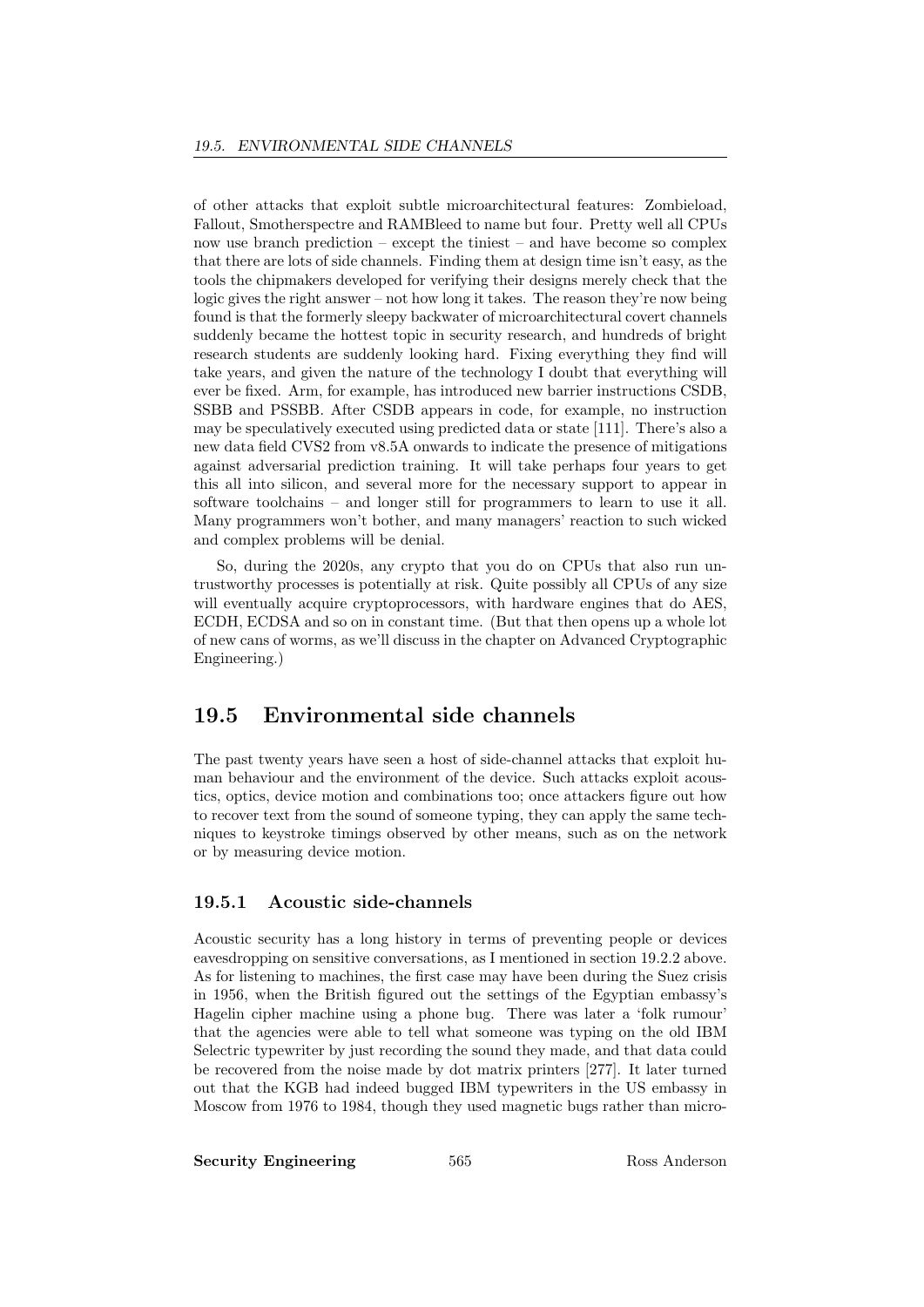of other attacks that exploit subtle microarchitectural features: Zombieload, Fallout, Smotherspectre and RAMBleed to name but four. Pretty well all CPUs now use branch prediction – except the tiniest – and have become so complex that there are lots of side channels. Finding them at design time isn't easy, as the tools the chipmakers developed for verifying their designs merely check that the logic gives the right answer – not how long it takes. The reason they're now being found is that the formerly sleepy backwater of microarchitectural covert channels suddenly became the hottest topic in security research, and hundreds of bright research students are suddenly looking hard. Fixing everything they find will take years, and given the nature of the technology I doubt that everything will ever be fixed. Arm, for example, has introduced new barrier instructions CSDB, SSBB and PSSBB. After CSDB appears in code, for example, no instruction may be speculatively executed using predicted data or state [111]. There's also a new data field CVS2 from v8.5A onwards to indicate the presence of mitigations against adversarial prediction training. It will take perhaps four years to get this all into silicon, and several more for the necessary support to appear in software toolchains – and longer still for programmers to learn to use it all. Many programmers won't bother, and many managers' reaction to such wicked and complex problems will be denial.

So, during the 2020s, any crypto that you do on CPUs that also run untrustworthy processes is potentially at risk. Quite possibly all CPUs of any size will eventually acquire cryptoprocessors, with hardware engines that do AES, ECDH, ECDSA and so on in constant time. (But that then opens up a whole lot of new cans of worms, as we'll discuss in the chapter on Advanced Cryptographic Engineering.)

## 19.5 Environmental side channels

The past twenty years have seen a host of side-channel attacks that exploit human behaviour and the environment of the device. Such attacks exploit acoustics, optics, device motion and combinations too; once attackers figure out how to recover text from the sound of someone typing, they can apply the same techniques to keystroke timings observed by other means, such as on the network or by measuring device motion.

### 19.5.1 Acoustic side-channels

Acoustic security has a long history in terms of preventing people or devices eavesdropping on sensitive conversations, as I mentioned in section 19.2.2 above. As for listening to machines, the first case may have been during the Suez crisis in 1956, when the British figured out the settings of the Egyptian embassy's Hagelin cipher machine using a phone bug. There was later a 'folk rumour' that the agencies were able to tell what someone was typing on the old IBM Selectric typewriter by just recording the sound they made, and that data could be recovered from the noise made by dot matrix printers [277]. It later turned out that the KGB had indeed bugged IBM typewriters in the US embassy in Moscow from 1976 to 1984, though they used magnetic bugs rather than micro-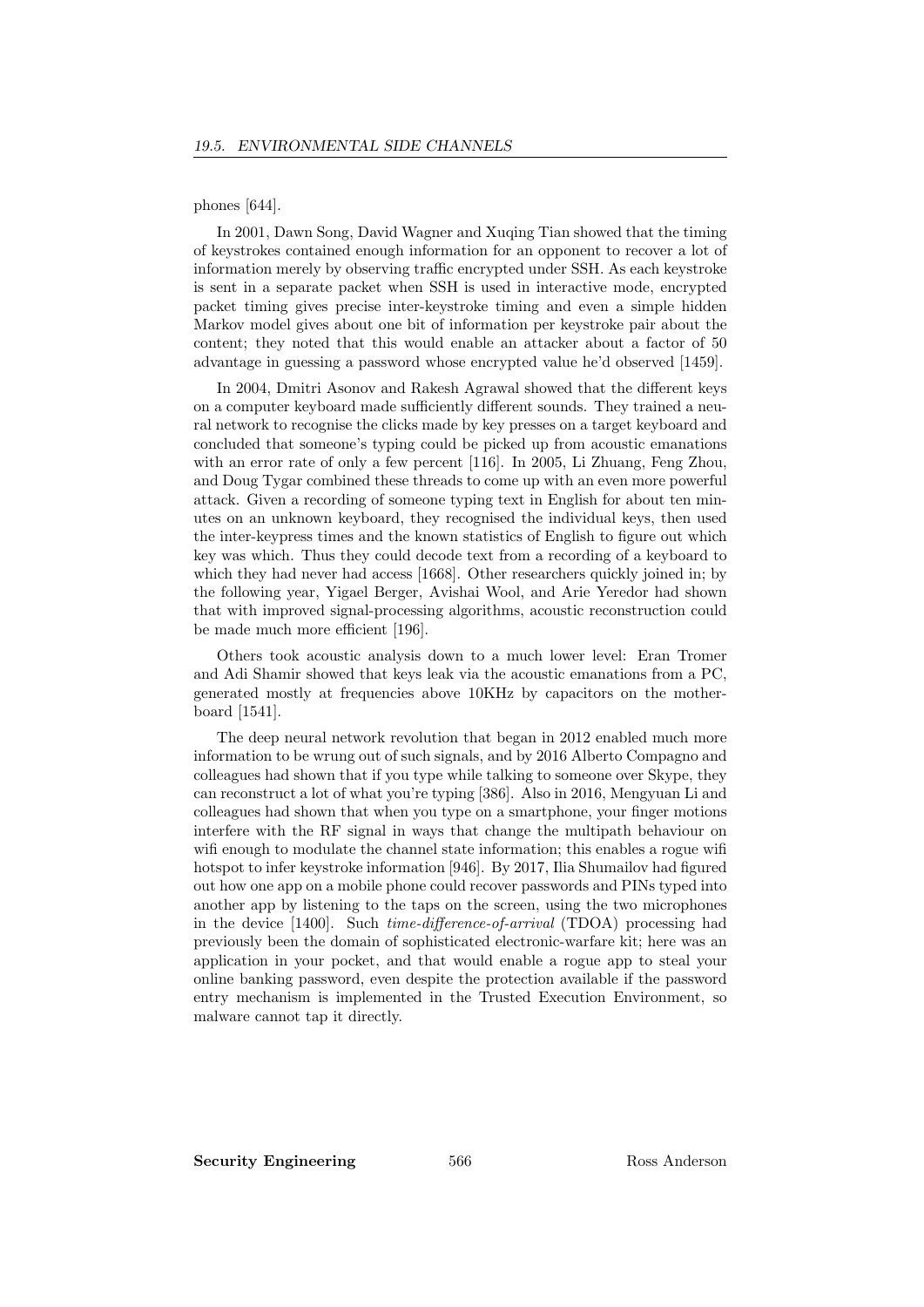phones [644].

In 2001, Dawn Song, David Wagner and Xuqing Tian showed that the timing of keystrokes contained enough information for an opponent to recover a lot of information merely by observing traffic encrypted under SSH. As each keystroke is sent in a separate packet when SSH is used in interactive mode, encrypted packet timing gives precise inter-keystroke timing and even a simple hidden Markov model gives about one bit of information per keystroke pair about the content; they noted that this would enable an attacker about a factor of 50 advantage in guessing a password whose encrypted value he'd observed [1459].

In 2004, Dmitri Asonov and Rakesh Agrawal showed that the different keys on a computer keyboard made sufficiently different sounds. They trained a neural network to recognise the clicks made by key presses on a target keyboard and concluded that someone's typing could be picked up from acoustic emanations with an error rate of only a few percent [116]. In 2005, Li Zhuang, Feng Zhou, and Doug Tygar combined these threads to come up with an even more powerful attack. Given a recording of someone typing text in English for about ten minutes on an unknown keyboard, they recognised the individual keys, then used the inter-keypress times and the known statistics of English to figure out which key was which. Thus they could decode text from a recording of a keyboard to which they had never had access [1668]. Other researchers quickly joined in; by the following year, Yigael Berger, Avishai Wool, and Arie Yeredor had shown that with improved signal-processing algorithms, acoustic reconstruction could be made much more efficient [196].

Others took acoustic analysis down to a much lower level: Eran Tromer and Adi Shamir showed that keys leak via the acoustic emanations from a PC, generated mostly at frequencies above 10KHz by capacitors on the motherboard [1541].

The deep neural network revolution that began in 2012 enabled much more information to be wrung out of such signals, and by 2016 Alberto Compagno and colleagues had shown that if you type while talking to someone over Skype, they can reconstruct a lot of what you're typing [386]. Also in 2016, Mengyuan Li and colleagues had shown that when you type on a smartphone, your finger motions interfere with the RF signal in ways that change the multipath behaviour on wifi enough to modulate the channel state information; this enables a rogue wifi hotspot to infer keystroke information [946]. By 2017, Ilia Shumailov had figured out how one app on a mobile phone could recover passwords and PINs typed into another app by listening to the taps on the screen, using the two microphones in the device [1400]. Such *time-difference-of-arrival* (TDOA) processing had previously been the domain of sophisticated electronic-warfare kit; here was an application in your pocket, and that would enable a rogue app to steal your online banking password, even despite the protection available if the password entry mechanism is implemented in the Trusted Execution Environment, so malware cannot tap it directly.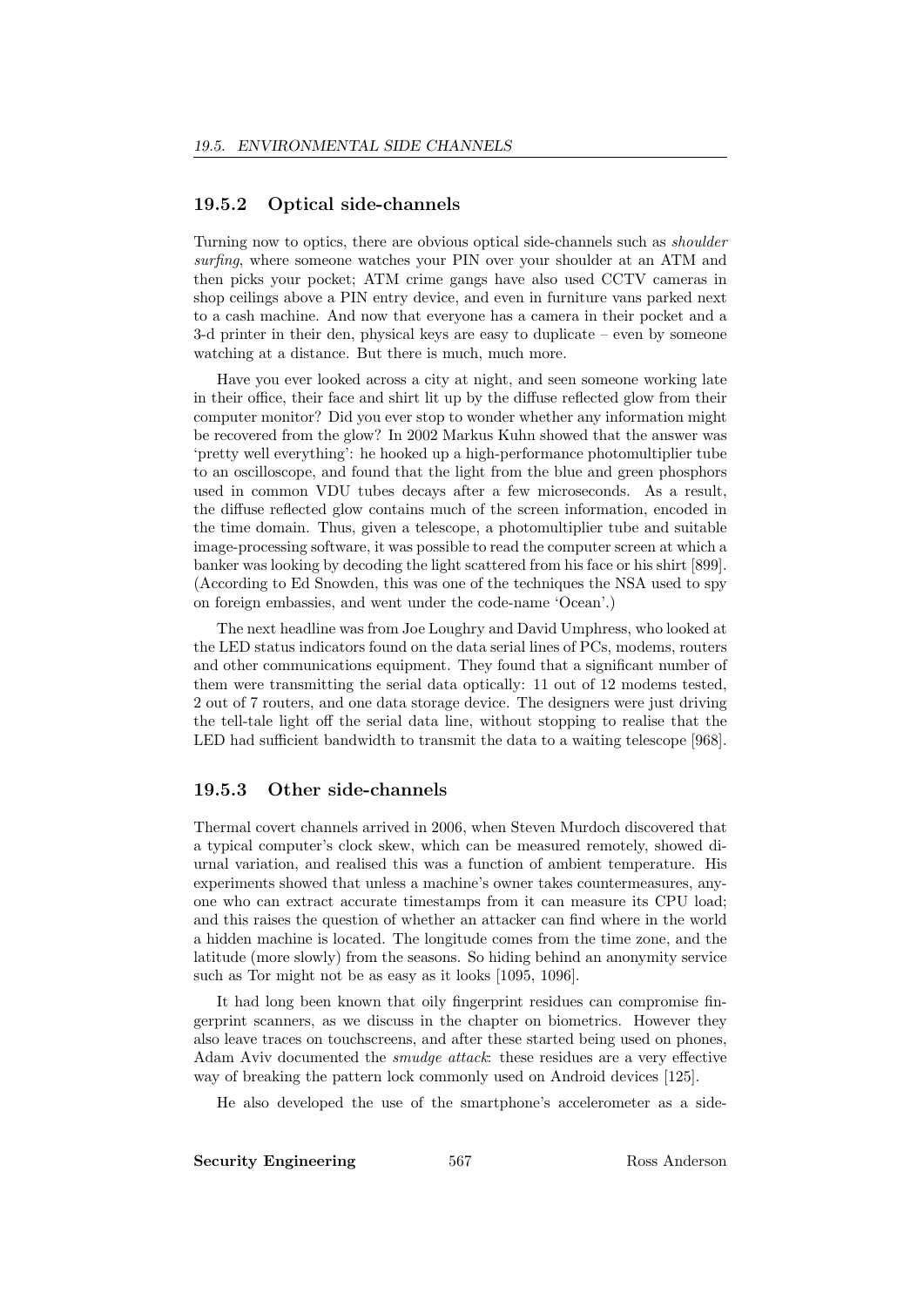### 19.5.2 Optical side-channels

Turning now to optics, there are obvious optical side-channels such as *shoulder surfing*, where someone watches your PIN over your shoulder at an ATM and then picks your pocket; ATM crime gangs have also used CCTV cameras in shop ceilings above a PIN entry device, and even in furniture vans parked next to a cash machine. And now that everyone has a camera in their pocket and a 3-d printer in their den, physical keys are easy to duplicate – even by someone watching at a distance. But there is much, much more.

Have you ever looked across a city at night, and seen someone working late in their office, their face and shirt lit up by the diffuse reflected glow from their computer monitor? Did you ever stop to wonder whether any information might be recovered from the glow? In 2002 Markus Kuhn showed that the answer was 'pretty well everything': he hooked up a high-performance photomultiplier tube to an oscilloscope, and found that the light from the blue and green phosphors used in common VDU tubes decays after a few microseconds. As a result, the diffuse reflected glow contains much of the screen information, encoded in the time domain. Thus, given a telescope, a photomultiplier tube and suitable image-processing software, it was possible to read the computer screen at which a banker was looking by decoding the light scattered from his face or his shirt [899]. (According to Ed Snowden, this was one of the techniques the NSA used to spy on foreign embassies, and went under the code-name 'Ocean'.)

The next headline was from Joe Loughry and David Umphress, who looked at the LED status indicators found on the data serial lines of PCs, modems, routers and other communications equipment. They found that a significant number of them were transmitting the serial data optically: 11 out of 12 modems tested, 2 out of 7 routers, and one data storage device. The designers were just driving the tell-tale light off the serial data line, without stopping to realise that the LED had sufficient bandwidth to transmit the data to a waiting telescope [968].

### 19.5.3 Other side-channels

Thermal covert channels arrived in 2006, when Steven Murdoch discovered that a typical computer's clock skew, which can be measured remotely, showed diurnal variation, and realised this was a function of ambient temperature. His experiments showed that unless a machine's owner takes countermeasures, anyone who can extract accurate timestamps from it can measure its CPU load; and this raises the question of whether an attacker can find where in the world a hidden machine is located. The longitude comes from the time zone, and the latitude (more slowly) from the seasons. So hiding behind an anonymity service such as Tor might not be as easy as it looks [1095, 1096].

It had long been known that oily fingerprint residues can compromise fingerprint scanners, as we discuss in the chapter on biometrics. However they also leave traces on touchscreens, and after these started being used on phones, Adam Aviv documented the *smudge attack*: these residues are a very effective way of breaking the pattern lock commonly used on Android devices [125].

He also developed the use of the smartphone's accelerometer as a side-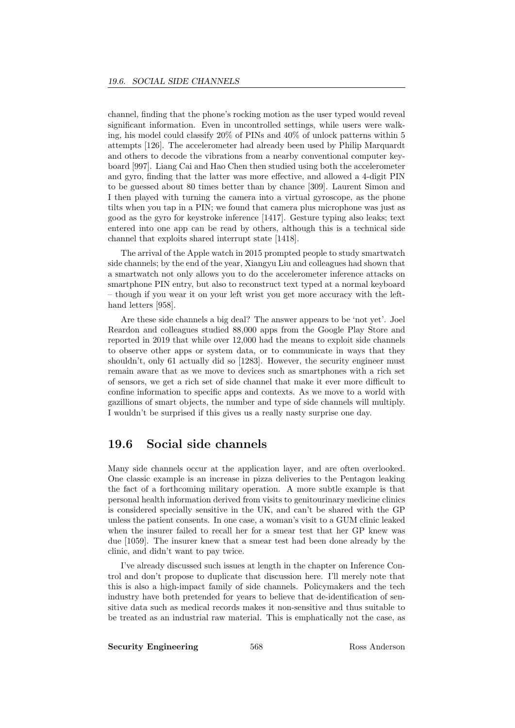channel, finding that the phone's rocking motion as the user typed would reveal significant information. Even in uncontrolled settings, while users were walking, his model could classify 20% of PINs and 40% of unlock patterns within 5 attempts [126]. The accelerometer had already been used by Philip Marquardt and others to decode the vibrations from a nearby conventional computer keyboard [997]. Liang Cai and Hao Chen then studied using both the accelerometer and gyro, finding that the latter was more effective, and allowed a 4-digit PIN to be guessed about 80 times better than by chance [309]. Laurent Simon and I then played with turning the camera into a virtual gyroscope, as the phone tilts when you tap in a PIN; we found that camera plus microphone was just as good as the gyro for keystroke inference [1417]. Gesture typing also leaks; text entered into one app can be read by others, although this is a technical side channel that exploits shared interrupt state [1418].

The arrival of the Apple watch in 2015 prompted people to study smartwatch side channels; by the end of the year, Xiangyu Liu and colleagues had shown that a smartwatch not only allows you to do the accelerometer inference attacks on smartphone PIN entry, but also to reconstruct text typed at a normal keyboard – though if you wear it on your left wrist you get more accuracy with the left-hand letters [958].

Are these side channels a big deal? The answer appears to be 'not yet'. Joel Reardon and colleagues studied 88,000 apps from the Google Play Store and reported in 2019 that while over 12,000 had the means to exploit side channels to observe other apps or system data, or to communicate in ways that they shouldn't, only 61 actually did so [1283]. However, the security engineer must remain aware that as we move to devices such as smartphones with a rich set of sensors, we get a rich set of side channel that make it ever more difficult to confine information to specific apps and contexts. As we move to a world with gazillions of smart objects, the number and type of side channels will multiply. I wouldn't be surprised if this gives us a really nasty surprise one day.

## 19.6 Social side channels

Many side channels occur at the application layer, and are often overlooked. One classic example is an increase in pizza deliveries to the Pentagon leaking the fact of a forthcoming military operation. A more subtle example is that personal health information derived from visits to genitourinary medicine clinics is considered specially sensitive in the UK, and can't be shared with the GP unless the patient consents. In one case, a woman's visit to a GUM clinic leaked when the insurer failed to recall her for a smear test that her GP knew was due [1059]. The insurer knew that a smear test had been done already by the clinic, and didn't want to pay twice.

I've already discussed such issues at length in the chapter on Inference Control and don't propose to duplicate that discussion here. I'll merely note that this is also a high-impact family of side channels. Policymakers and the tech industry have both pretended for years to believe that de-identification of sensitive data such as medical records makes it non-sensitive and thus suitable to be treated as an industrial raw material. This is emphatically not the case, as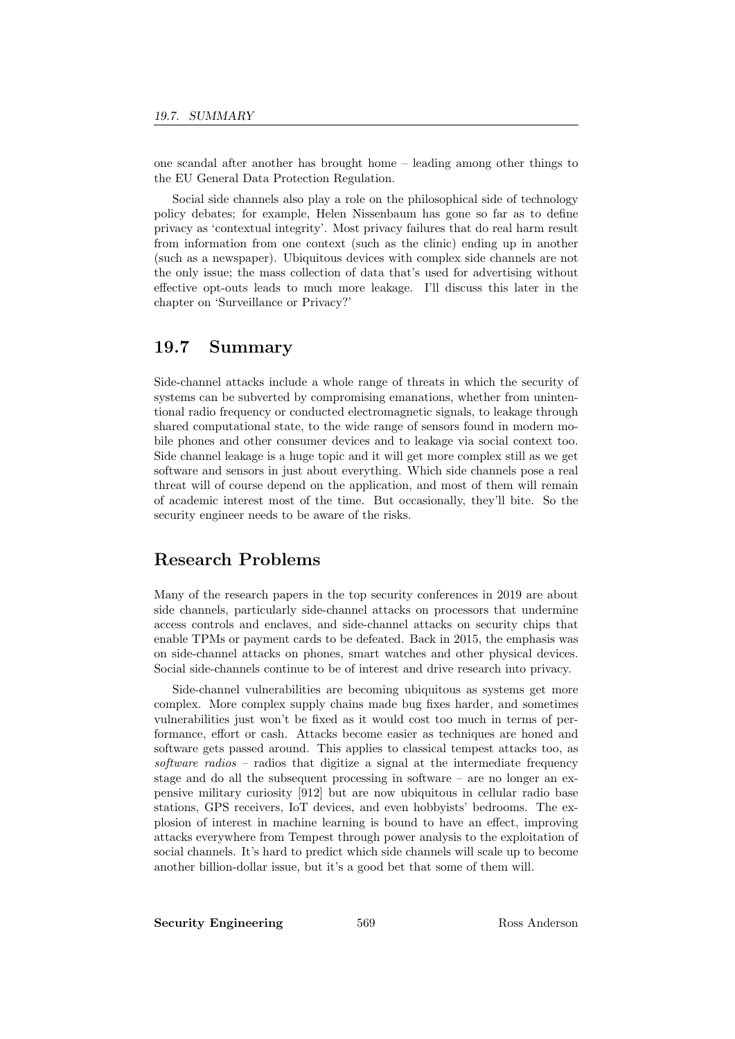one scandal after another has brought home – leading among other things to the EU General Data Protection Regulation.

Social side channels also play a role on the philosophical side of technology policy debates; for example, Helen Nissenbaum has gone so far as to define privacy as 'contextual integrity'. Most privacy failures that do real harm result from information from one context (such as the clinic) ending up in another (such as a newspaper). Ubiquitous devices with complex side channels are not the only issue; the mass collection of data that's used for advertising without effective opt-outs leads to much more leakage. I'll discuss this later in the chapter on 'Surveillance or Privacy?'

## 19.7 Summary

Side-channel attacks include a whole range of threats in which the security of systems can be subverted by compromising emanations, whether from unintentional radio frequency or conducted electromagnetic signals, to leakage through shared computational state, to the wide range of sensors found in modern mobile phones and other consumer devices and to leakage via social context too. Side channel leakage is a huge topic and it will get more complex still as we get software and sensors in just about everything. Which side channels pose a real threat will of course depend on the application, and most of them will remain of academic interest most of the time. But occasionally, they'll bite. So the security engineer needs to be aware of the risks.

## Research Problems

Many of the research papers in the top security conferences in 2019 are about side channels, particularly side-channel attacks on processors that undermine access controls and enclaves, and side-channel attacks on security chips that enable TPMs or payment cards to be defeated. Back in 2015, the emphasis was on side-channel attacks on phones, smart watches and other physical devices. Social side-channels continue to be of interest and drive research into privacy.

Side-channel vulnerabilities are becoming ubiquitous as systems get more complex. More complex supply chains made bug fixes harder, and sometimes vulnerabilities just won't be fixed as it would cost too much in terms of performance, effort or cash. Attacks become easier as techniques are honed and software gets passed around. This applies to classical tempest attacks too, as *software radios* – radios that digitize a signal at the intermediate frequency stage and do all the subsequent processing in software – are no longer an expensive military curiosity [912] but are now ubiquitous in cellular radio base stations, GPS receivers, IoT devices, and even hobbyists' bedrooms. The explosion of interest in machine learning is bound to have an effect, improving attacks everywhere from Tempest through power analysis to the exploitation of social channels. It's hard to predict which side channels will scale up to become another billion-dollar issue, but it's a good bet that some of them will.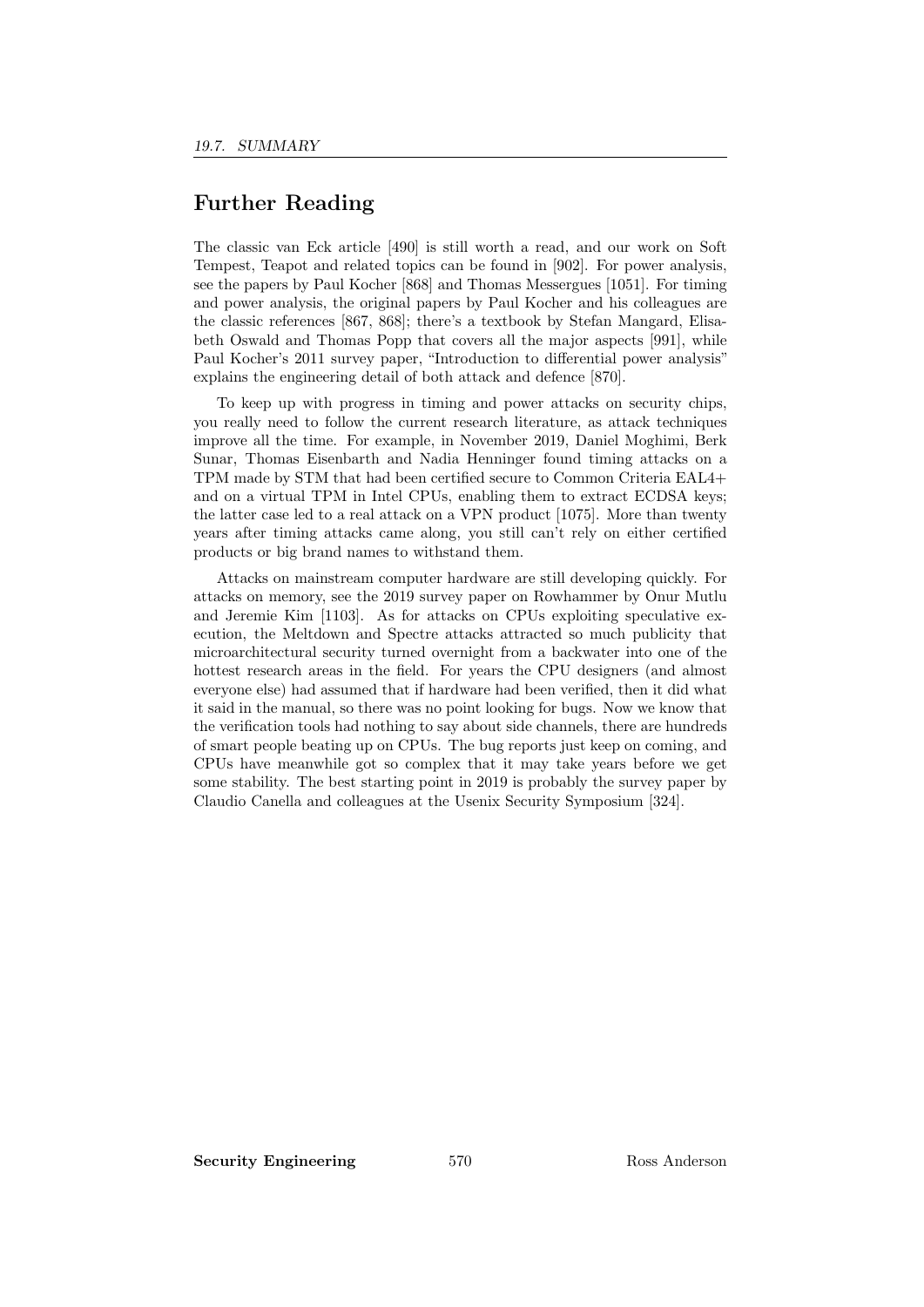## Further Reading

The classic van Eck article [490] is still worth a read, and our work on Soft Tempest, Teapot and related topics can be found in [902]. For power analysis, see the papers by Paul Kocher [868] and Thomas Messergues [1051]. For timing and power analysis, the original papers by Paul Kocher and his colleagues are the classic references [867, 868]; there's a textbook by Stefan Mangard, Elisabeth Oswald and Thomas Popp that covers all the major aspects [991], while Paul Kocher's 2011 survey paper, "Introduction to differential power analysis" explains the engineering detail of both attack and defence [870].

To keep up with progress in timing and power attacks on security chips, you really need to follow the current research literature, as attack techniques improve all the time. For example, in November 2019, Daniel Moghimi, Berk Sunar, Thomas Eisenbarth and Nadia Henninger found timing attacks on a TPM made by STM that had been certified secure to Common Criteria EAL4+ and on a virtual TPM in Intel CPUs, enabling them to extract ECDSA keys; the latter case led to a real attack on a VPN product [1075]. More than twenty years after timing attacks came along, you still can't rely on either certified products or big brand names to withstand them.

Attacks on mainstream computer hardware are still developing quickly. For attacks on memory, see the 2019 survey paper on Rowhammer by Onur Mutlu and Jeremie Kim [1103]. As for attacks on CPUs exploiting speculative execution, the Meltdown and Spectre attacks attracted so much publicity that microarchitectural security turned overnight from a backwater into one of the hottest research areas in the field. For years the CPU designers (and almost everyone else) had assumed that if hardware had been verified, then it did what it said in the manual, so there was no point looking for bugs. Now we know that the verification tools had nothing to say about side channels, there are hundreds of smart people beating up on CPUs. The bug reports just keep on coming, and CPUs have meanwhile got so complex that it may take years before we get some stability. The best starting point in 2019 is probably the survey paper by Claudio Canella and colleagues at the Usenix Security Symposium [324].